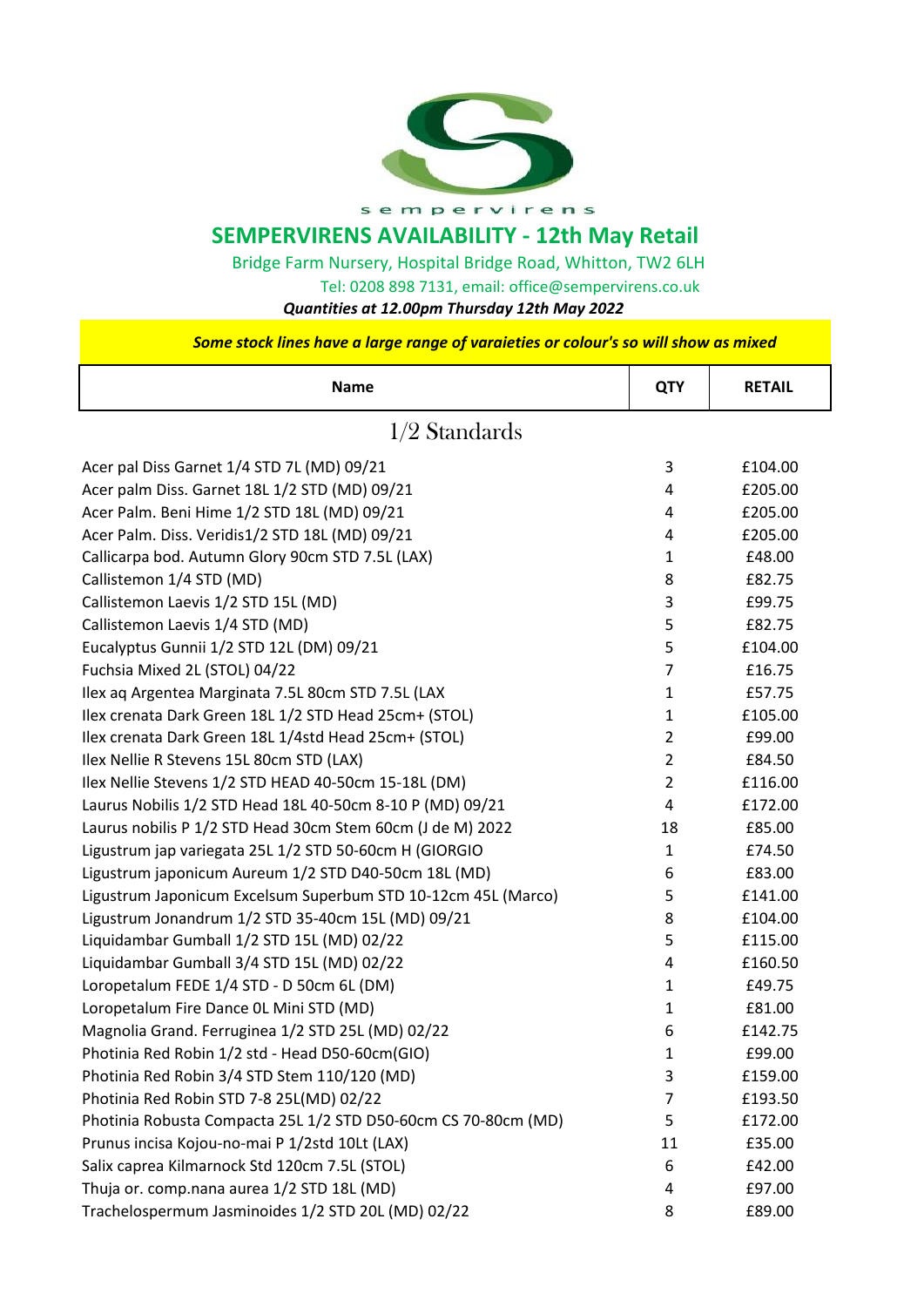sempervirens

# SEMPERVIRENS AVAILABILITY - 12th May Retail

Bridge Farm Nursery, Hospital Bridge Road, Whitton, TW2 6LH

Tel: 0208 898 7131, email: office@sempervirens.co.uk

***Quantities at 12.00pm Thursday 12th May 2022***

***Some stock lines have a large range of varaieties or colour's so will show as mixed***

| Name | QTY | RETAIL |
|---|---|---|
| **1/2 Standards** | | |
| Acer pal Diss Garnet 1/4 STD 7L (MD) 09/21 | 3 | £104.00 |
| Acer palm Diss. Garnet 18L 1/2 STD (MD) 09/21 | 4 | £205.00 |
| Acer Palm. Beni Hime 1/2 STD 18L (MD) 09/21 | 4 | £205.00 |
| Acer Palm. Diss. Veridis1/2 STD 18L (MD) 09/21 | 4 | £205.00 |
| Callicarpa bod. Autumn Glory 90cm STD 7.5L (LAX) | 1 | £48.00 |
| Callistemon 1/4 STD (MD) | 8 | £82.75 |
| Callistemon Laevis 1/2 STD 15L (MD) | 3 | £99.75 |
| Callistemon Laevis 1/4 STD (MD) | 5 | £82.75 |
| Eucalyptus Gunnii 1/2 STD 12L (DM) 09/21 | 5 | £104.00 |
| Fuchsia Mixed 2L (STOL) 04/22 | 7 | £16.75 |
| Ilex aq Argentea Marginata 7.5L 80cm STD 7.5L (LAX | 1 | £57.75 |
| Ilex crenata Dark Green 18L 1/2 STD Head 25cm+ (STOL) | 1 | £105.00 |
| Ilex crenata Dark Green 18L 1/4std Head 25cm+ (STOL) | 2 | £99.00 |
| Ilex Nellie R Stevens 15L 80cm STD (LAX) | 2 | £84.50 |
| Ilex Nellie Stevens 1/2 STD HEAD 40-50cm 15-18L (DM) | 2 | £116.00 |
| Laurus Nobilis 1/2 STD Head 18L 40-50cm 8-10 P (MD) 09/21 | 4 | £172.00 |
| Laurus nobilis P 1/2 STD Head 30cm Stem 60cm (J de M) 2022 | 18 | £85.00 |
| Ligustrum jap variegata 25L 1/2 STD 50-60cm H (GIORGIO | 1 | £74.50 |
| Ligustrum japonicum Aureum 1/2 STD D40-50cm 18L (MD) | 6 | £83.00 |
| Ligustrum Japonicum Excelsum Superbum STD 10-12cm 45L (Marco) | 5 | £141.00 |
| Ligustrum Jonandrum 1/2 STD 35-40cm 15L (MD) 09/21 | 8 | £104.00 |
| Liquidambar Gumball 1/2 STD 15L (MD) 02/22 | 5 | £115.00 |
| Liquidambar Gumball 3/4 STD 15L (MD) 02/22 | 4 | £160.50 |
| Loropetalum FEDE 1/4 STD - D 50cm 6L (DM) | 1 | £49.75 |
| Loropetalum Fire Dance 0L Mini STD (MD) | 1 | £81.00 |
| Magnolia Grand. Ferruginea 1/2 STD 25L (MD) 02/22 | 6 | £142.75 |
| Photinia Red Robin 1/2 std - Head D50-60cm(GIO) | 1 | £99.00 |
| Photinia Red Robin 3/4 STD Stem 110/120 (MD) | 3 | £159.00 |
| Photinia Red Robin STD 7-8 25L(MD) 02/22 | 7 | £193.50 |
| Photinia Robusta Compacta 25L 1/2 STD D50-60cm CS 70-80cm (MD) | 5 | £172.00 |
| Prunus incisa Kojou-no-mai P 1/2std 10Lt (LAX) | 11 | £35.00 |
| Salix caprea Kilmarnock Std 120cm 7.5L (STOL) | 6 | £42.00 |
| Thuja or. comp.nana aurea 1/2 STD 18L (MD) | 4 | £97.00 |
| Trachelospermum Jasminoides 1/2 STD 20L (MD) 02/22 | 8 | £89.00 |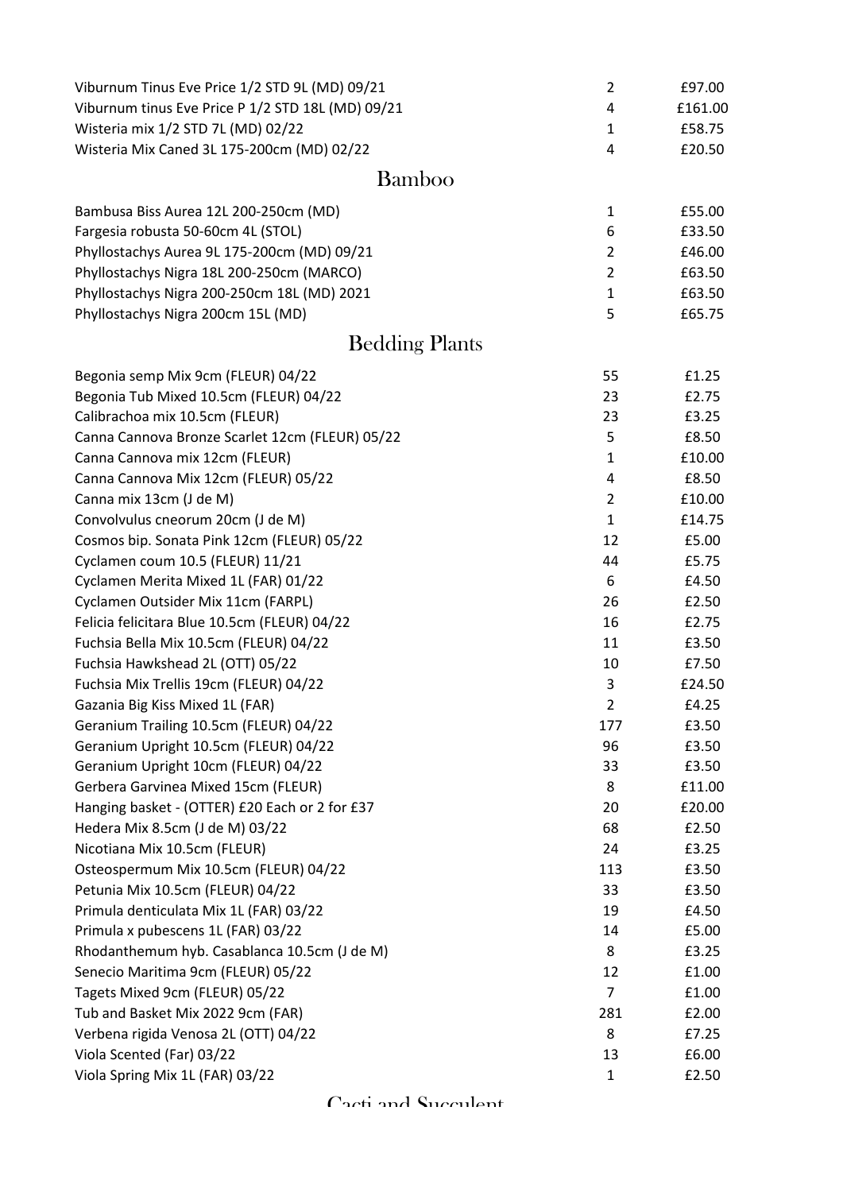| | | |
|---|---|---|
| Viburnum Tinus Eve Price 1/2 STD 9L (MD) 09/21 | 2 | £97.00 |
| Viburnum tinus Eve Price P 1/2 STD 18L (MD) 09/21 | 4 | £161.00 |
| Wisteria mix 1/2 STD 7L (MD) 02/22 | 1 | £58.75 |
| Wisteria Mix Caned 3L 175-200cm (MD) 02/22 | 4 | £20.50 |

## Bamboo

| | | |
|---|---|---|
| Bambusa Biss Aurea 12L 200-250cm (MD) | 1 | £55.00 |
| Fargesia robusta 50-60cm 4L (STOL) | 6 | £33.50 |
| Phyllostachys Aurea 9L 175-200cm (MD) 09/21 | 2 | £46.00 |
| Phyllostachys Nigra 18L 200-250cm (MARCO) | 2 | £63.50 |
| Phyllostachys Nigra 200-250cm 18L (MD) 2021 | 1 | £63.50 |
| Phyllostachys Nigra 200cm 15L (MD) | 5 | £65.75 |

## Bedding Plants

| | | |
|---|---|---|
| Begonia semp Mix 9cm (FLEUR) 04/22 | 55 | £1.25 |
| Begonia Tub Mixed 10.5cm (FLEUR) 04/22 | 23 | £2.75 |
| Calibrachoa mix 10.5cm (FLEUR) | 23 | £3.25 |
| Canna Cannova Bronze Scarlet 12cm (FLEUR) 05/22 | 5 | £8.50 |
| Canna Cannova mix 12cm (FLEUR) | 1 | £10.00 |
| Canna Cannova Mix 12cm (FLEUR) 05/22 | 4 | £8.50 |
| Canna mix 13cm (J de M) | 2 | £10.00 |
| Convolvulus cneorum 20cm (J de M) | 1 | £14.75 |
| Cosmos bip. Sonata Pink 12cm (FLEUR) 05/22 | 12 | £5.00 |
| Cyclamen coum 10.5 (FLEUR) 11/21 | 44 | £5.75 |
| Cyclamen Merita Mixed 1L (FAR) 01/22 | 6 | £4.50 |
| Cyclamen Outsider Mix 11cm (FARPL) | 26 | £2.50 |
| Felicia felicitara Blue 10.5cm (FLEUR) 04/22 | 16 | £2.75 |
| Fuchsia Bella Mix 10.5cm (FLEUR) 04/22 | 11 | £3.50 |
| Fuchsia Hawkshead 2L (OTT) 05/22 | 10 | £7.50 |
| Fuchsia Mix Trellis 19cm (FLEUR) 04/22 | 3 | £24.50 |
| Gazania Big Kiss Mixed 1L (FAR) | 2 | £4.25 |
| Geranium Trailing 10.5cm (FLEUR) 04/22 | 177 | £3.50 |
| Geranium Upright 10.5cm (FLEUR) 04/22 | 96 | £3.50 |
| Geranium Upright 10cm (FLEUR) 04/22 | 33 | £3.50 |
| Gerbera Garvinea Mixed 15cm (FLEUR) | 8 | £11.00 |
| Hanging basket - (OTTER) £20 Each or 2 for £37 | 20 | £20.00 |
| Hedera Mix 8.5cm (J de M) 03/22 | 68 | £2.50 |
| Nicotiana Mix 10.5cm (FLEUR) | 24 | £3.25 |
| Osteospermum Mix 10.5cm (FLEUR) 04/22 | 113 | £3.50 |
| Petunia Mix 10.5cm (FLEUR) 04/22 | 33 | £3.50 |
| Primula denticulata Mix 1L (FAR) 03/22 | 19 | £4.50 |
| Primula x pubescens 1L (FAR) 03/22 | 14 | £5.00 |
| Rhodanthemum hyb. Casablanca 10.5cm (J de M) | 8 | £3.25 |
| Senecio Maritima 9cm (FLEUR) 05/22 | 12 | £1.00 |
| Tagets Mixed 9cm (FLEUR) 05/22 | 7 | £1.00 |
| Tub and Basket Mix 2022 9cm (FAR) | 281 | £2.00 |
| Verbena rigida Venosa 2L (OTT) 04/22 | 8 | £7.25 |
| Viola Scented (Far) 03/22 | 13 | £6.00 |
| Viola Spring Mix 1L (FAR) 03/22 | 1 | £2.50 |

## Cacti and Succulent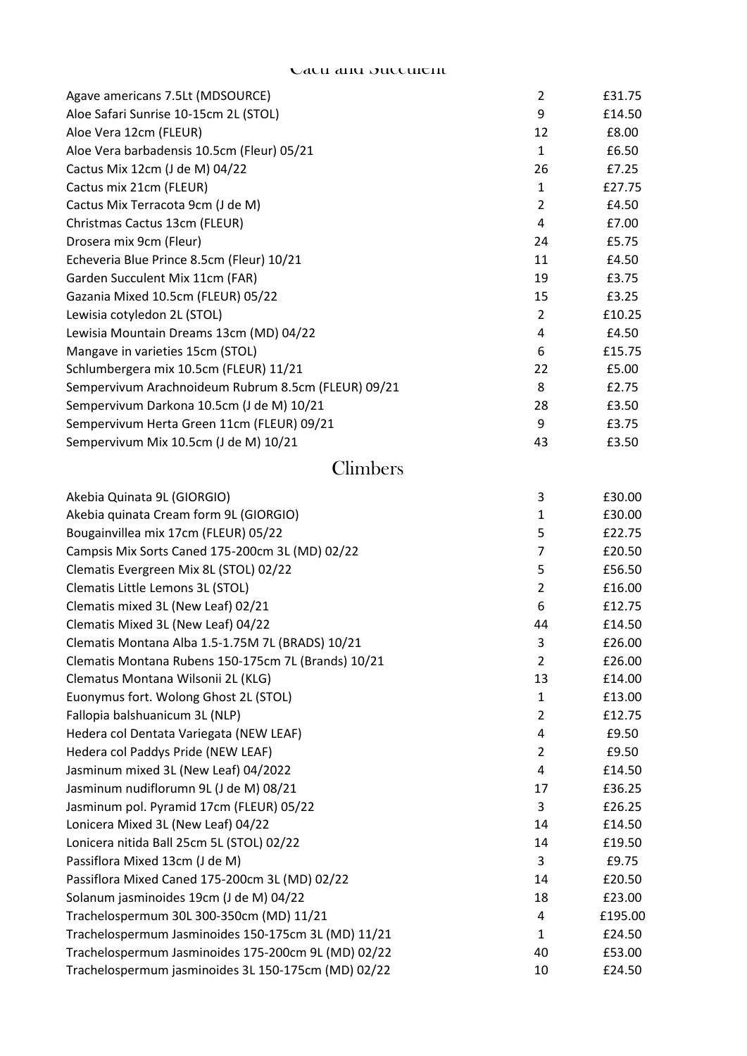## Cacti and Succulent

| | | |
|---|---|---|
| Agave americans 7.5Lt (MDSOURCE) | 2 | £31.75 |
| Aloe Safari Sunrise 10-15cm 2L (STOL) | 9 | £14.50 |
| Aloe Vera 12cm (FLEUR) | 12 | £8.00 |
| Aloe Vera barbadensis 10.5cm (Fleur) 05/21 | 1 | £6.50 |
| Cactus Mix 12cm (J de M) 04/22 | 26 | £7.25 |
| Cactus mix 21cm (FLEUR) | 1 | £27.75 |
| Cactus Mix Terracota 9cm (J de M) | 2 | £4.50 |
| Christmas Cactus 13cm (FLEUR) | 4 | £7.00 |
| Drosera mix 9cm (Fleur) | 24 | £5.75 |
| Echeveria Blue Prince 8.5cm (Fleur) 10/21 | 11 | £4.50 |
| Garden Succulent Mix 11cm (FAR) | 19 | £3.75 |
| Gazania Mixed 10.5cm (FLEUR) 05/22 | 15 | £3.25 |
| Lewisia cotyledon 2L (STOL) | 2 | £10.25 |
| Lewisia Mountain Dreams 13cm (MD) 04/22 | 4 | £4.50 |
| Mangave in varieties 15cm (STOL) | 6 | £15.75 |
| Schlumbergera mix 10.5cm (FLEUR) 11/21 | 22 | £5.00 |
| Sempervivum Arachnoideum Rubrum 8.5cm (FLEUR) 09/21 | 8 | £2.75 |
| Sempervivum Darkona 10.5cm (J de M) 10/21 | 28 | £3.50 |
| Sempervivum Herta Green 11cm (FLEUR) 09/21 | 9 | £3.75 |
| Sempervivum Mix 10.5cm (J de M) 10/21 | 43 | £3.50 |

## Climbers

| | | |
|---|---|---|
| Akebia Quinata 9L (GIORGIO) | 3 | £30.00 |
| Akebia quinata Cream form 9L (GIORGIO) | 1 | £30.00 |
| Bougainvillea mix 17cm (FLEUR) 05/22 | 5 | £22.75 |
| Campsis Mix Sorts Caned 175-200cm 3L (MD) 02/22 | 7 | £20.50 |
| Clematis Evergreen Mix 8L (STOL) 02/22 | 5 | £56.50 |
| Clematis Little Lemons 3L (STOL) | 2 | £16.00 |
| Clematis mixed 3L (New Leaf) 02/21 | 6 | £12.75 |
| Clematis Mixed 3L (New Leaf) 04/22 | 44 | £14.50 |
| Clematis Montana Alba 1.5-1.75M 7L (BRADS) 10/21 | 3 | £26.00 |
| Clematis Montana Rubens 150-175cm 7L (Brands) 10/21 | 2 | £26.00 |
| Clematus Montana Wilsonii 2L (KLG) | 13 | £14.00 |
| Euonymus fort. Wolong Ghost 2L (STOL) | 1 | £13.00 |
| Fallopia balshuanicum 3L (NLP) | 2 | £12.75 |
| Hedera col Dentata Variegata (NEW LEAF) | 4 | £9.50 |
| Hedera col Paddys Pride (NEW LEAF) | 2 | £9.50 |
| Jasminum mixed 3L (New Leaf) 04/2022 | 4 | £14.50 |
| Jasminum nudiflorumn 9L (J de M) 08/21 | 17 | £36.25 |
| Jasminum pol. Pyramid 17cm (FLEUR) 05/22 | 3 | £26.25 |
| Lonicera Mixed 3L (New Leaf) 04/22 | 14 | £14.50 |
| Lonicera nitida Ball 25cm 5L (STOL) 02/22 | 14 | £19.50 |
| Passiflora Mixed 13cm (J de M) | 3 | £9.75 |
| Passiflora Mixed Caned 175-200cm 3L (MD) 02/22 | 14 | £20.50 |
| Solanum jasminoides 19cm (J de M) 04/22 | 18 | £23.00 |
| Trachelospermum 30L 300-350cm (MD) 11/21 | 4 | £195.00 |
| Trachelospermum Jasminoides 150-175cm 3L (MD) 11/21 | 1 | £24.50 |
| Trachelospermum Jasminoides 175-200cm 9L (MD) 02/22 | 40 | £53.00 |
| Trachelospermum jasminoides 3L 150-175cm (MD) 02/22 | 10 | £24.50 |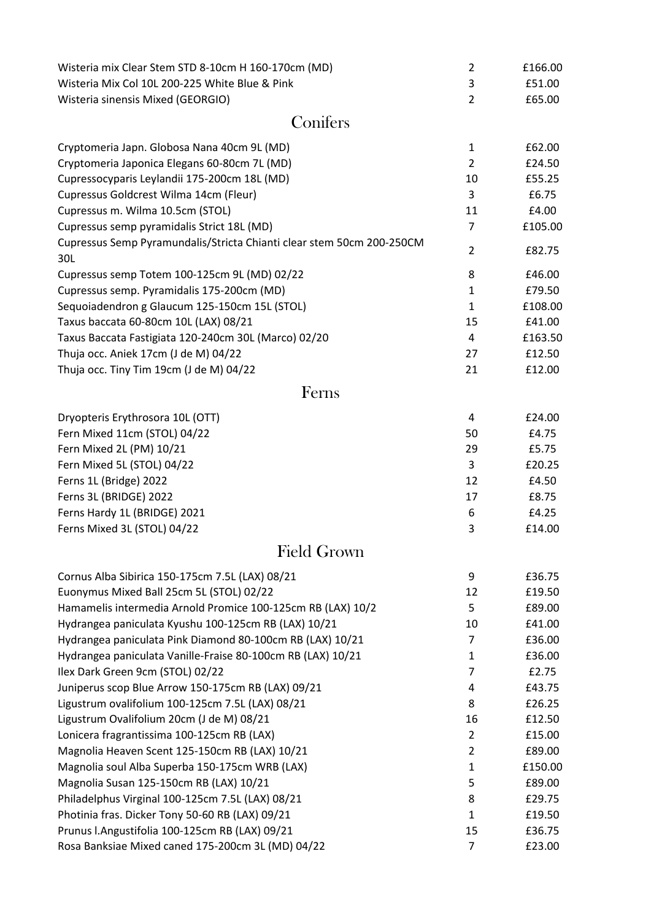| | | |
|---|---|---|
| Wisteria mix Clear Stem STD 8-10cm H 160-170cm (MD) | 2 | £166.00 |
| Wisteria Mix Col 10L 200-225 White Blue & Pink | 3 | £51.00 |
| Wisteria sinensis Mixed (GEORGIO) | 2 | £65.00 |

## Conifers

| | | |
|---|---|---|
| Cryptomeria Japn. Globosa Nana 40cm 9L (MD) | 1 | £62.00 |
| Cryptomeria Japonica Elegans 60-80cm 7L (MD) | 2 | £24.50 |
| Cupressocyparis Leylandii 175-200cm 18L (MD) | 10 | £55.25 |
| Cupressus Goldcrest Wilma 14cm (Fleur) | 3 | £6.75 |
| Cupressus m. Wilma 10.5cm (STOL) | 11 | £4.00 |
| Cupressus semp pyramidalis Strict 18L (MD) | 7 | £105.00 |
| Cupressus Semp Pyramundalis/Stricta Chianti clear stem 50cm 200-250CM 30L | 2 | £82.75 |
| Cupressus semp Totem 100-125cm 9L (MD) 02/22 | 8 | £46.00 |
| Cupressus semp. Pyramidalis 175-200cm (MD) | 1 | £79.50 |
| Sequoiadendron g Glaucum 125-150cm 15L (STOL) | 1 | £108.00 |
| Taxus baccata 60-80cm 10L (LAX) 08/21 | 15 | £41.00 |
| Taxus Baccata Fastigiata 120-240cm 30L (Marco) 02/20 | 4 | £163.50 |
| Thuja occ. Aniek 17cm (J de M) 04/22 | 27 | £12.50 |
| Thuja occ. Tiny Tim 19cm (J de M) 04/22 | 21 | £12.00 |

## Ferns

| | | |
|---|---|---|
| Dryopteris Erythrosora 10L (OTT) | 4 | £24.00 |
| Fern Mixed 11cm (STOL) 04/22 | 50 | £4.75 |
| Fern Mixed 2L (PM) 10/21 | 29 | £5.75 |
| Fern Mixed 5L (STOL) 04/22 | 3 | £20.25 |
| Ferns 1L (Bridge) 2022 | 12 | £4.50 |
| Ferns 3L (BRIDGE) 2022 | 17 | £8.75 |
| Ferns Hardy 1L (BRIDGE) 2021 | 6 | £4.25 |
| Ferns Mixed 3L (STOL) 04/22 | 3 | £14.00 |

## Field Grown

| | | |
|---|---|---|
| Cornus Alba Sibirica 150-175cm 7.5L (LAX) 08/21 | 9 | £36.75 |
| Euonymus Mixed Ball 25cm 5L (STOL) 02/22 | 12 | £19.50 |
| Hamamelis intermedia Arnold Promice 100-125cm RB (LAX) 10/2 | 5 | £89.00 |
| Hydrangea paniculata Kyushu 100-125cm RB (LAX) 10/21 | 10 | £41.00 |
| Hydrangea paniculata Pink Diamond 80-100cm RB (LAX) 10/21 | 7 | £36.00 |
| Hydrangea paniculata Vanille-Fraise 80-100cm RB (LAX) 10/21 | 1 | £36.00 |
| Ilex Dark Green 9cm (STOL) 02/22 | 7 | £2.75 |
| Juniperus scop Blue Arrow 150-175cm RB (LAX) 09/21 | 4 | £43.75 |
| Ligustrum ovalifolium 100-125cm 7.5L (LAX) 08/21 | 8 | £26.25 |
| Ligustrum Ovalifolium 20cm (J de M) 08/21 | 16 | £12.50 |
| Lonicera fragrantissima 100-125cm RB (LAX) | 2 | £15.00 |
| Magnolia Heaven Scent 125-150cm RB (LAX) 10/21 | 2 | £89.00 |
| Magnolia soul Alba Superba 150-175cm WRB (LAX) | 1 | £150.00 |
| Magnolia Susan 125-150cm RB (LAX) 10/21 | 5 | £89.00 |
| Philadelphus Virginal 100-125cm 7.5L (LAX) 08/21 | 8 | £29.75 |
| Photinia fras. Dicker Tony 50-60 RB (LAX) 09/21 | 1 | £19.50 |
| Prunus l.Angustifolia 100-125cm RB (LAX) 09/21 | 15 | £36.75 |
| Rosa Banksiae Mixed caned 175-200cm 3L (MD) 04/22 | 7 | £23.00 |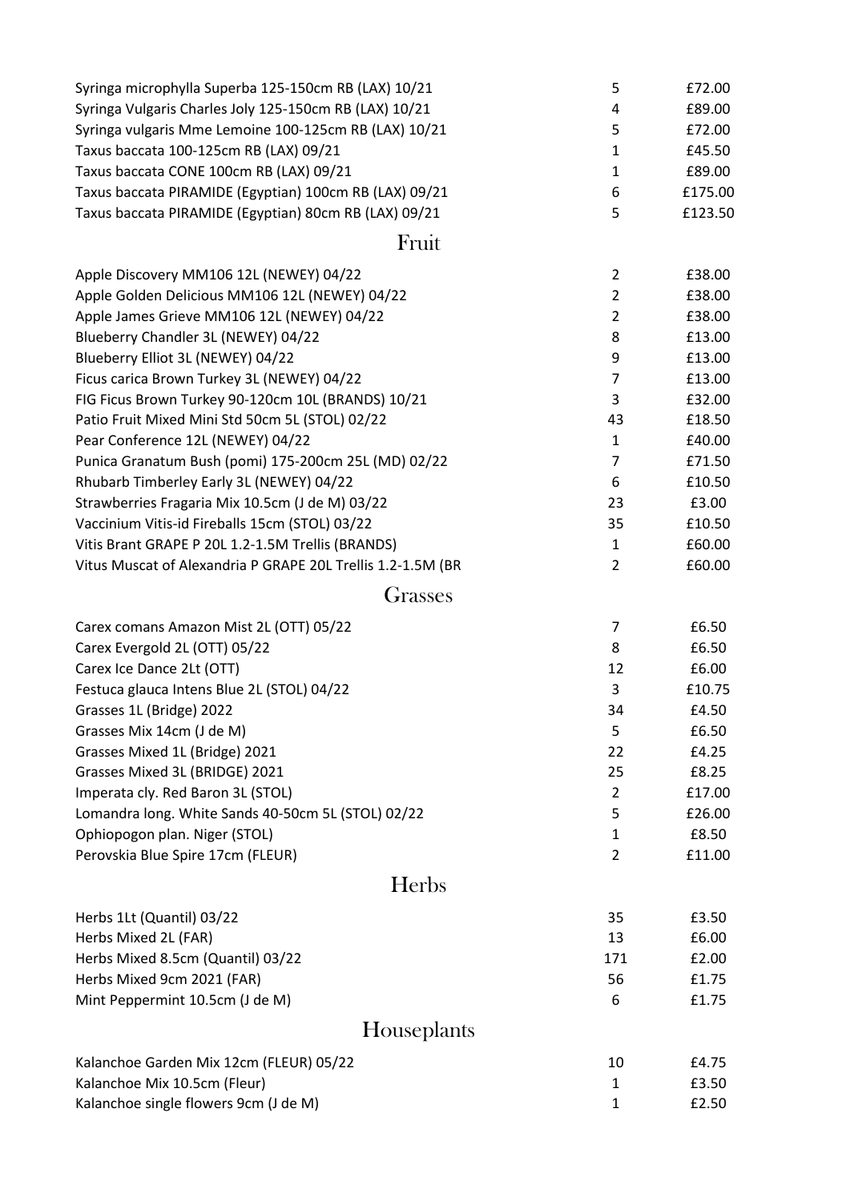| | | |
|---|---|---|
| Syringa microphylla Superba 125-150cm RB (LAX) 10/21 | 5 | £72.00 |
| Syringa Vulgaris Charles Joly 125-150cm RB (LAX) 10/21 | 4 | £89.00 |
| Syringa vulgaris Mme Lemoine 100-125cm RB (LAX) 10/21 | 5 | £72.00 |
| Taxus baccata 100-125cm RB (LAX) 09/21 | 1 | £45.50 |
| Taxus baccata CONE 100cm RB (LAX) 09/21 | 1 | £89.00 |
| Taxus baccata PIRAMIDE (Egyptian) 100cm RB (LAX) 09/21 | 6 | £175.00 |
| Taxus baccata PIRAMIDE (Egyptian) 80cm RB (LAX) 09/21 | 5 | £123.50 |

## Fruit

| | | |
|---|---|---|
| Apple Discovery MM106 12L (NEWEY) 04/22 | 2 | £38.00 |
| Apple Golden Delicious MM106 12L (NEWEY) 04/22 | 2 | £38.00 |
| Apple James Grieve MM106 12L (NEWEY) 04/22 | 2 | £38.00 |
| Blueberry Chandler 3L (NEWEY) 04/22 | 8 | £13.00 |
| Blueberry Elliot 3L (NEWEY) 04/22 | 9 | £13.00 |
| Ficus carica Brown Turkey 3L (NEWEY) 04/22 | 7 | £13.00 |
| FIG Ficus Brown Turkey 90-120cm 10L (BRANDS) 10/21 | 3 | £32.00 |
| Patio Fruit Mixed Mini Std 50cm 5L (STOL) 02/22 | 43 | £18.50 |
| Pear Conference 12L (NEWEY) 04/22 | 1 | £40.00 |
| Punica Granatum Bush (pomi) 175-200cm 25L (MD) 02/22 | 7 | £71.50 |
| Rhubarb Timberley Early 3L (NEWEY) 04/22 | 6 | £10.50 |
| Strawberries Fragaria Mix 10.5cm (J de M) 03/22 | 23 | £3.00 |
| Vaccinium Vitis-id Fireballs 15cm (STOL) 03/22 | 35 | £10.50 |
| Vitis Brant GRAPE P 20L 1.2-1.5M Trellis (BRANDS) | 1 | £60.00 |
| Vitus Muscat of Alexandria P GRAPE 20L Trellis 1.2-1.5M (BR | 2 | £60.00 |

## Grasses

| | | |
|---|---|---|
| Carex comans Amazon Mist 2L (OTT) 05/22 | 7 | £6.50 |
| Carex Evergold 2L (OTT) 05/22 | 8 | £6.50 |
| Carex Ice Dance 2Lt (OTT) | 12 | £6.00 |
| Festuca glauca Intens Blue 2L (STOL) 04/22 | 3 | £10.75 |
| Grasses 1L (Bridge) 2022 | 34 | £4.50 |
| Grasses Mix 14cm (J de M) | 5 | £6.50 |
| Grasses Mixed 1L (Bridge) 2021 | 22 | £4.25 |
| Grasses Mixed 3L (BRIDGE) 2021 | 25 | £8.25 |
| Imperata cly. Red Baron 3L (STOL) | 2 | £17.00 |
| Lomandra long. White Sands 40-50cm 5L (STOL) 02/22 | 5 | £26.00 |
| Ophiopogon plan. Niger (STOL) | 1 | £8.50 |
| Perovskia Blue Spire 17cm (FLEUR) | 2 | £11.00 |

## Herbs

| | | |
|---|---|---|
| Herbs 1Lt (Quantil) 03/22 | 35 | £3.50 |
| Herbs Mixed 2L (FAR) | 13 | £6.00 |
| Herbs Mixed 8.5cm (Quantil) 03/22 | 171 | £2.00 |
| Herbs Mixed 9cm 2021 (FAR) | 56 | £1.75 |
| Mint Peppermint 10.5cm (J de M) | 6 | £1.75 |

## Houseplants

| | | |
|---|---|---|
| Kalanchoe Garden Mix 12cm (FLEUR) 05/22 | 10 | £4.75 |
| Kalanchoe Mix 10.5cm (Fleur) | 1 | £3.50 |
| Kalanchoe single flowers 9cm (J de M) | 1 | £2.50 |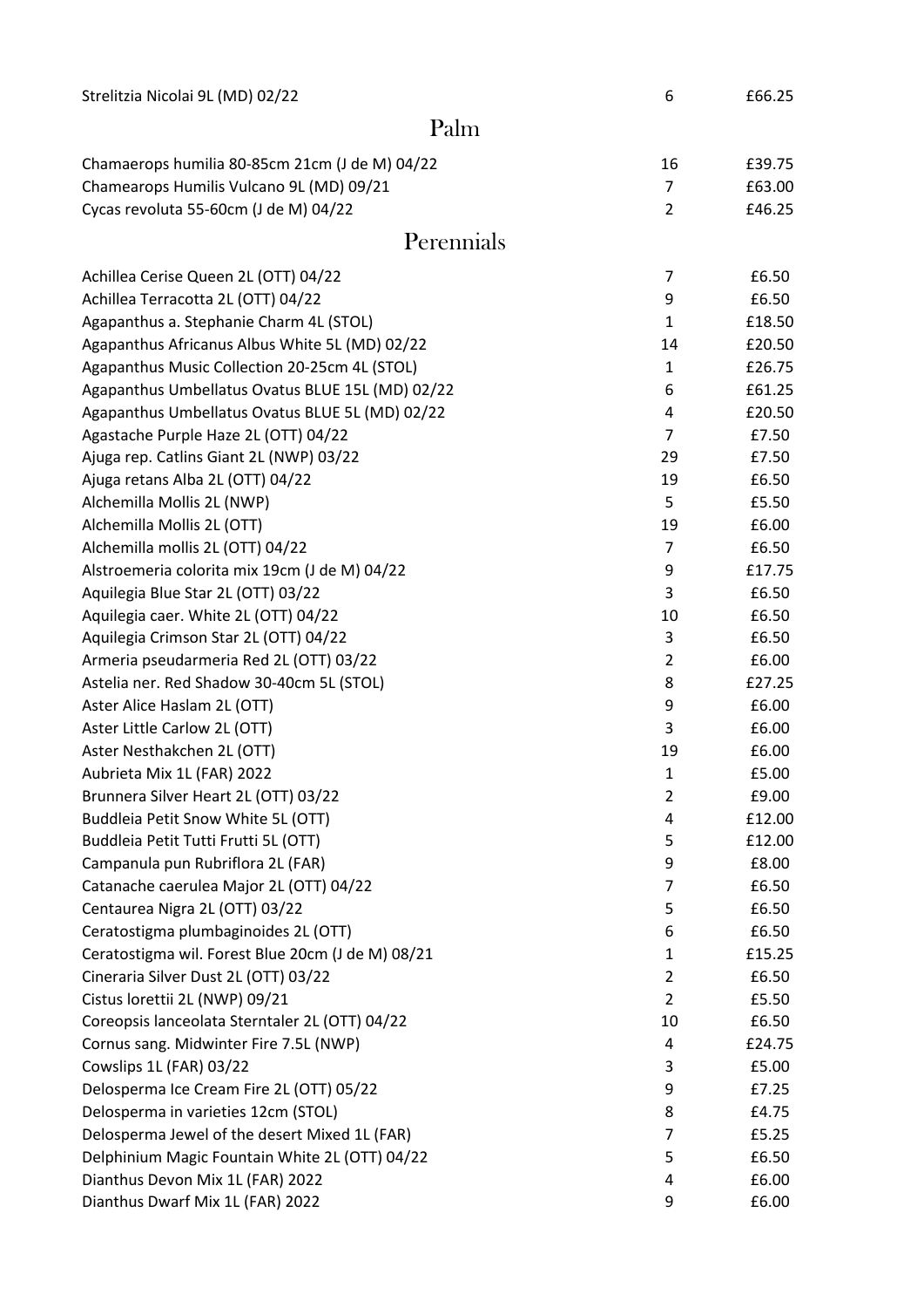| | | |
|---|---|---|
| Strelitzia Nicolai 9L (MD) 02/22 | 6 | £66.25 |

## Palm

| | | |
|---|---|---|
| Chamaerops humilia 80-85cm 21cm (J de M) 04/22 | 16 | £39.75 |
| Chamearops Humilis Vulcano 9L (MD) 09/21 | 7 | £63.00 |
| Cycas revoluta 55-60cm (J de M) 04/22 | 2 | £46.25 |

## Perennials

| | | |
|---|---|---|
| Achillea Cerise Queen 2L (OTT) 04/22 | 7 | £6.50 |
| Achillea Terracotta 2L (OTT) 04/22 | 9 | £6.50 |
| Agapanthus a. Stephanie Charm 4L (STOL) | 1 | £18.50 |
| Agapanthus Africanus Albus White 5L (MD) 02/22 | 14 | £20.50 |
| Agapanthus Music Collection 20-25cm 4L (STOL) | 1 | £26.75 |
| Agapanthus Umbellatus Ovatus BLUE 15L (MD) 02/22 | 6 | £61.25 |
| Agapanthus Umbellatus Ovatus BLUE 5L (MD) 02/22 | 4 | £20.50 |
| Agastache Purple Haze 2L (OTT) 04/22 | 7 | £7.50 |
| Ajuga rep. Catlins Giant 2L (NWP) 03/22 | 29 | £7.50 |
| Ajuga retans Alba 2L (OTT) 04/22 | 19 | £6.50 |
| Alchemilla Mollis 2L (NWP) | 5 | £5.50 |
| Alchemilla Mollis 2L (OTT) | 19 | £6.00 |
| Alchemilla mollis 2L (OTT) 04/22 | 7 | £6.50 |
| Alstroemeria colorita mix 19cm (J de M) 04/22 | 9 | £17.75 |
| Aquilegia Blue Star 2L (OTT) 03/22 | 3 | £6.50 |
| Aquilegia caer. White 2L (OTT) 04/22 | 10 | £6.50 |
| Aquilegia Crimson Star 2L (OTT) 04/22 | 3 | £6.50 |
| Armeria pseudarmeria Red 2L (OTT) 03/22 | 2 | £6.00 |
| Astelia ner. Red Shadow 30-40cm 5L (STOL) | 8 | £27.25 |
| Aster Alice Haslam 2L (OTT) | 9 | £6.00 |
| Aster Little Carlow 2L (OTT) | 3 | £6.00 |
| Aster Nesthakchen 2L (OTT) | 19 | £6.00 |
| Aubrieta Mix 1L (FAR) 2022 | 1 | £5.00 |
| Brunnera Silver Heart 2L (OTT) 03/22 | 2 | £9.00 |
| Buddleia Petit Snow White 5L (OTT) | 4 | £12.00 |
| Buddleia Petit Tutti Frutti 5L (OTT) | 5 | £12.00 |
| Campanula pun Rubriflora 2L (FAR) | 9 | £8.00 |
| Catanache caerulea Major 2L (OTT) 04/22 | 7 | £6.50 |
| Centaurea Nigra 2L (OTT) 03/22 | 5 | £6.50 |
| Ceratostigma plumbaginoides 2L (OTT) | 6 | £6.50 |
| Ceratostigma wil. Forest Blue 20cm (J de M) 08/21 | 1 | £15.25 |
| Cineraria Silver Dust 2L (OTT) 03/22 | 2 | £6.50 |
| Cistus lorettii 2L (NWP) 09/21 | 2 | £5.50 |
| Coreopsis lanceolata Sterntaler 2L (OTT) 04/22 | 10 | £6.50 |
| Cornus sang. Midwinter Fire 7.5L (NWP) | 4 | £24.75 |
| Cowslips 1L (FAR) 03/22 | 3 | £5.00 |
| Delosperma Ice Cream Fire 2L (OTT) 05/22 | 9 | £7.25 |
| Delosperma in varieties 12cm (STOL) | 8 | £4.75 |
| Delosperma Jewel of the desert Mixed 1L (FAR) | 7 | £5.25 |
| Delphinium Magic Fountain White 2L (OTT) 04/22 | 5 | £6.50 |
| Dianthus Devon Mix 1L (FAR) 2022 | 4 | £6.00 |
| Dianthus Dwarf Mix 1L (FAR) 2022 | 9 | £6.00 |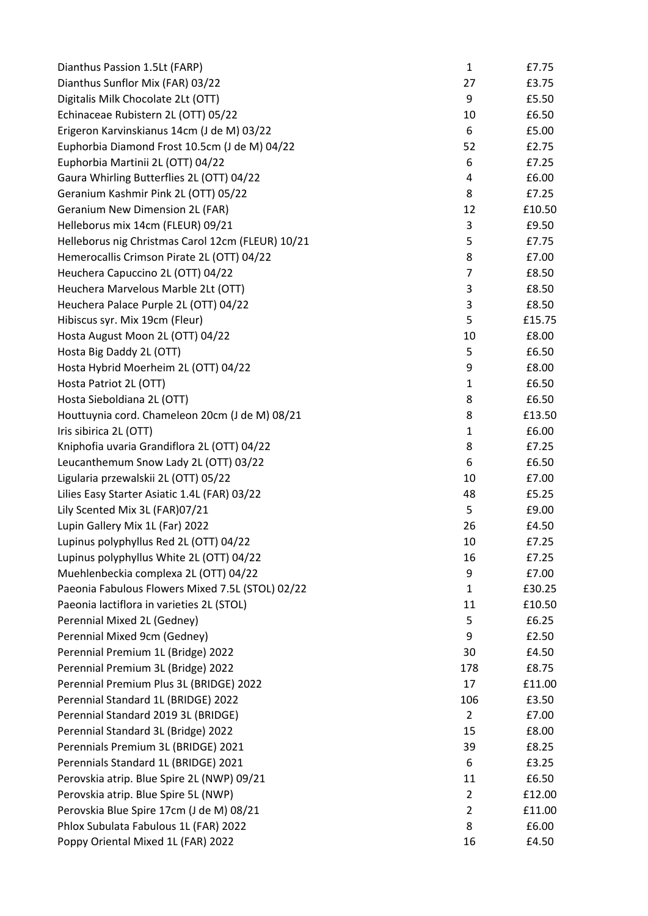| | | |
|---|---|---|
| Dianthus Passion 1.5Lt (FARP) | 1 | £7.75 |
| Dianthus Sunflor Mix (FAR) 03/22 | 27 | £3.75 |
| Digitalis Milk Chocolate 2Lt (OTT) | 9 | £5.50 |
| Echinaceae Rubistern 2L (OTT) 05/22 | 10 | £6.50 |
| Erigeron Karvinskianus 14cm (J de M) 03/22 | 6 | £5.00 |
| Euphorbia Diamond Frost 10.5cm (J de M) 04/22 | 52 | £2.75 |
| Euphorbia Martinii 2L (OTT) 04/22 | 6 | £7.25 |
| Gaura Whirling Butterflies 2L (OTT) 04/22 | 4 | £6.00 |
| Geranium Kashmir Pink 2L (OTT) 05/22 | 8 | £7.25 |
| Geranium New Dimension 2L (FAR) | 12 | £10.50 |
| Helleborus mix 14cm (FLEUR) 09/21 | 3 | £9.50 |
| Helleborus nig Christmas Carol 12cm (FLEUR) 10/21 | 5 | £7.75 |
| Hemerocallis Crimson Pirate 2L (OTT) 04/22 | 8 | £7.00 |
| Heuchera Capuccino 2L (OTT) 04/22 | 7 | £8.50 |
| Heuchera Marvelous Marble 2Lt (OTT) | 3 | £8.50 |
| Heuchera Palace Purple 2L (OTT) 04/22 | 3 | £8.50 |
| Hibiscus syr. Mix 19cm (Fleur) | 5 | £15.75 |
| Hosta August Moon 2L (OTT) 04/22 | 10 | £8.00 |
| Hosta Big Daddy 2L (OTT) | 5 | £6.50 |
| Hosta Hybrid Moerheim 2L (OTT) 04/22 | 9 | £8.00 |
| Hosta Patriot 2L (OTT) | 1 | £6.50 |
| Hosta Sieboldiana 2L (OTT) | 8 | £6.50 |
| Houttuynia cord. Chameleon 20cm (J de M) 08/21 | 8 | £13.50 |
| Iris sibirica 2L (OTT) | 1 | £6.00 |
| Kniphofia uvaria Grandiflora 2L (OTT) 04/22 | 8 | £7.25 |
| Leucanthemum Snow Lady 2L (OTT) 03/22 | 6 | £6.50 |
| Ligularia przewalskii 2L (OTT) 05/22 | 10 | £7.00 |
| Lilies Easy Starter Asiatic 1.4L (FAR) 03/22 | 48 | £5.25 |
| Lily Scented Mix 3L (FAR)07/21 | 5 | £9.00 |
| Lupin Gallery Mix 1L (Far) 2022 | 26 | £4.50 |
| Lupinus polyphyllus Red 2L (OTT) 04/22 | 10 | £7.25 |
| Lupinus polyphyllus White 2L (OTT) 04/22 | 16 | £7.25 |
| Muehlenbeckia complexa 2L (OTT) 04/22 | 9 | £7.00 |
| Paeonia Fabulous Flowers Mixed 7.5L (STOL) 02/22 | 1 | £30.25 |
| Paeonia lactiflora in varieties 2L (STOL) | 11 | £10.50 |
| Perennial Mixed 2L (Gedney) | 5 | £6.25 |
| Perennial Mixed 9cm (Gedney) | 9 | £2.50 |
| Perennial Premium 1L (Bridge) 2022 | 30 | £4.50 |
| Perennial Premium 3L (Bridge) 2022 | 178 | £8.75 |
| Perennial Premium Plus 3L (BRIDGE) 2022 | 17 | £11.00 |
| Perennial Standard 1L (BRIDGE) 2022 | 106 | £3.50 |
| Perennial Standard 2019 3L (BRIDGE) | 2 | £7.00 |
| Perennial Standard 3L (Bridge) 2022 | 15 | £8.00 |
| Perennials Premium 3L (BRIDGE) 2021 | 39 | £8.25 |
| Perennials Standard 1L (BRIDGE) 2021 | 6 | £3.25 |
| Perovskia atrip. Blue Spire 2L (NWP) 09/21 | 11 | £6.50 |
| Perovskia atrip. Blue Spire 5L (NWP) | 2 | £12.00 |
| Perovskia Blue Spire 17cm (J de M) 08/21 | 2 | £11.00 |
| Phlox Subulata Fabulous 1L (FAR) 2022 | 8 | £6.00 |
| Poppy Oriental Mixed 1L (FAR) 2022 | 16 | £4.50 |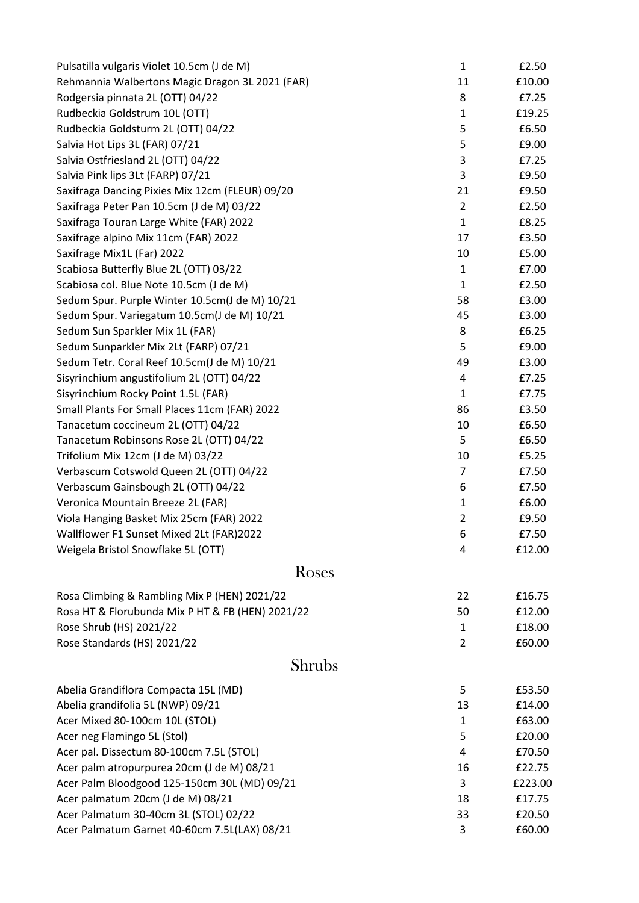| | | |
|---|---|---|
| Pulsatilla vulgaris Violet 10.5cm (J de M) | 1 | £2.50 |
| Rehmannia Walbertons Magic Dragon 3L 2021 (FAR) | 11 | £10.00 |
| Rodgersia pinnata 2L (OTT) 04/22 | 8 | £7.25 |
| Rudbeckia Goldstrum 10L (OTT) | 1 | £19.25 |
| Rudbeckia Goldsturm 2L (OTT) 04/22 | 5 | £6.50 |
| Salvia Hot Lips 3L (FAR) 07/21 | 5 | £9.00 |
| Salvia Ostfriesland 2L (OTT) 04/22 | 3 | £7.25 |
| Salvia Pink lips 3Lt (FARP) 07/21 | 3 | £9.50 |
| Saxifraga Dancing Pixies Mix 12cm (FLEUR) 09/20 | 21 | £9.50 |
| Saxifraga Peter Pan 10.5cm (J de M) 03/22 | 2 | £2.50 |
| Saxifraga Touran Large White (FAR) 2022 | 1 | £8.25 |
| Saxifrage alpino Mix 11cm (FAR) 2022 | 17 | £3.50 |
| Saxifrage Mix1L (Far) 2022 | 10 | £5.00 |
| Scabiosa Butterfly Blue 2L (OTT) 03/22 | 1 | £7.00 |
| Scabiosa col. Blue Note 10.5cm (J de M) | 1 | £2.50 |
| Sedum Spur. Purple Winter 10.5cm(J de M) 10/21 | 58 | £3.00 |
| Sedum Spur. Variegatum 10.5cm(J de M) 10/21 | 45 | £3.00 |
| Sedum Sun Sparkler Mix 1L (FAR) | 8 | £6.25 |
| Sedum Sunparkler Mix 2Lt (FARP) 07/21 | 5 | £9.00 |
| Sedum Tetr. Coral Reef 10.5cm(J de M) 10/21 | 49 | £3.00 |
| Sisyrinchium angustifolium 2L (OTT) 04/22 | 4 | £7.25 |
| Sisyrinchium Rocky Point 1.5L (FAR) | 1 | £7.75 |
| Small Plants For Small Places 11cm (FAR) 2022 | 86 | £3.50 |
| Tanacetum coccineum 2L (OTT) 04/22 | 10 | £6.50 |
| Tanacetum Robinsons Rose 2L (OTT) 04/22 | 5 | £6.50 |
| Trifolium Mix 12cm (J de M) 03/22 | 10 | £5.25 |
| Verbascum Cotswold Queen 2L (OTT) 04/22 | 7 | £7.50 |
| Verbascum Gainsbough 2L (OTT) 04/22 | 6 | £7.50 |
| Veronica Mountain Breeze 2L (FAR) | 1 | £6.00 |
| Viola Hanging Basket Mix 25cm (FAR) 2022 | 2 | £9.50 |
| Wallflower F1 Sunset Mixed 2Lt (FAR)2022 | 6 | £7.50 |
| Weigela Bristol Snowflake 5L (OTT) | 4 | £12.00 |

## Roses

| | | |
|---|---|---|
| Rosa Climbing & Rambling Mix P (HEN) 2021/22 | 22 | £16.75 |
| Rosa HT & Florubunda Mix P HT & FB (HEN) 2021/22 | 50 | £12.00 |
| Rose Shrub (HS) 2021/22 | 1 | £18.00 |
| Rose Standards (HS) 2021/22 | 2 | £60.00 |

## Shrubs

| | | |
|---|---|---|
| Abelia Grandiflora Compacta 15L (MD) | 5 | £53.50 |
| Abelia grandifolia 5L (NWP) 09/21 | 13 | £14.00 |
| Acer Mixed 80-100cm 10L (STOL) | 1 | £63.00 |
| Acer neg Flamingo 5L (Stol) | 5 | £20.00 |
| Acer pal. Dissectum 80-100cm 7.5L (STOL) | 4 | £70.50 |
| Acer palm atropurpurea 20cm (J de M) 08/21 | 16 | £22.75 |
| Acer Palm Bloodgood 125-150cm 30L (MD) 09/21 | 3 | £223.00 |
| Acer palmatum 20cm (J de M) 08/21 | 18 | £17.75 |
| Acer Palmatum 30-40cm 3L (STOL) 02/22 | 33 | £20.50 |
| Acer Palmatum Garnet 40-60cm 7.5L(LAX) 08/21 | 3 | £60.00 |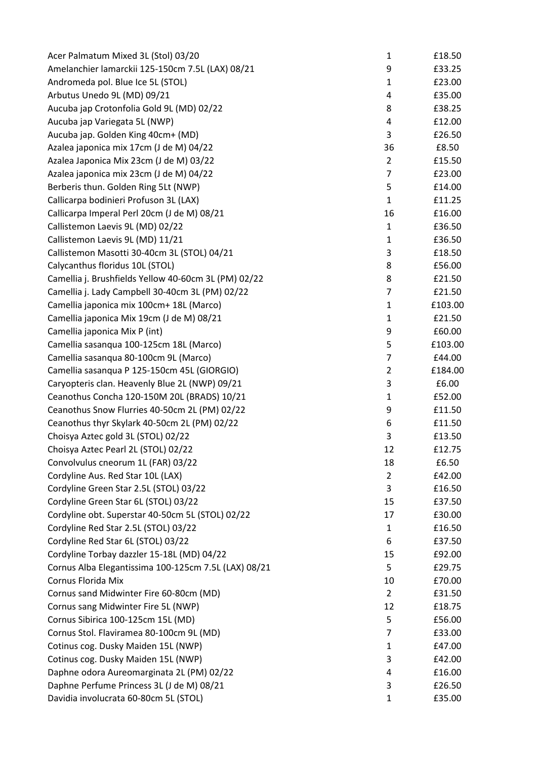| | | |
|---|---|---|
| Acer Palmatum Mixed 3L (Stol) 03/20 | 1 | £18.50 |
| Amelanchier lamarckii 125-150cm 7.5L (LAX) 08/21 | 9 | £33.25 |
| Andromeda pol. Blue Ice 5L (STOL) | 1 | £23.00 |
| Arbutus Unedo 9L (MD) 09/21 | 4 | £35.00 |
| Aucuba jap Crotonfolia Gold 9L (MD) 02/22 | 8 | £38.25 |
| Aucuba jap Variegata 5L (NWP) | 4 | £12.00 |
| Aucuba jap. Golden King 40cm+ (MD) | 3 | £26.50 |
| Azalea japonica mix 17cm (J de M) 04/22 | 36 | £8.50 |
| Azalea Japonica Mix 23cm (J de M) 03/22 | 2 | £15.50 |
| Azalea japonica mix 23cm (J de M) 04/22 | 7 | £23.00 |
| Berberis thun. Golden Ring 5Lt (NWP) | 5 | £14.00 |
| Callicarpa bodinieri Profuson 3L (LAX) | 1 | £11.25 |
| Callicarpa Imperal Perl 20cm (J de M) 08/21 | 16 | £16.00 |
| Callistemon Laevis 9L (MD) 02/22 | 1 | £36.50 |
| Callistemon Laevis 9L (MD) 11/21 | 1 | £36.50 |
| Callistemon Masotti 30-40cm 3L (STOL) 04/21 | 3 | £18.50 |
| Calycanthus floridus 10L (STOL) | 8 | £56.00 |
| Camellia j. Brushfields Yellow 40-60cm 3L (PM) 02/22 | 8 | £21.50 |
| Camellia j. Lady Campbell 30-40cm 3L (PM) 02/22 | 7 | £21.50 |
| Camellia japonica mix 100cm+ 18L (Marco) | 1 | £103.00 |
| Camellia japonica Mix 19cm (J de M) 08/21 | 1 | £21.50 |
| Camellia japonica Mix P (int) | 9 | £60.00 |
| Camellia sasanqua 100-125cm 18L (Marco) | 5 | £103.00 |
| Camellia sasanqua 80-100cm 9L (Marco) | 7 | £44.00 |
| Camellia sasanqua P 125-150cm 45L (GIORGIO) | 2 | £184.00 |
| Caryopteris clan. Heavenly Blue 2L (NWP) 09/21 | 3 | £6.00 |
| Ceanothus Concha 120-150M 20L (BRADS) 10/21 | 1 | £52.00 |
| Ceanothus Snow Flurries 40-50cm 2L (PM) 02/22 | 9 | £11.50 |
| Ceanothus thyr Skylark 40-50cm 2L (PM) 02/22 | 6 | £11.50 |
| Choisya Aztec gold 3L (STOL) 02/22 | 3 | £13.50 |
| Choisya Aztec Pearl 2L (STOL) 02/22 | 12 | £12.75 |
| Convolvulus cneorum 1L (FAR) 03/22 | 18 | £6.50 |
| Cordyline Aus. Red Star 10L (LAX) | 2 | £42.00 |
| Cordyline Green Star 2.5L (STOL) 03/22 | 3 | £16.50 |
| Cordyline Green Star 6L (STOL) 03/22 | 15 | £37.50 |
| Cordyline obt. Superstar 40-50cm 5L (STOL) 02/22 | 17 | £30.00 |
| Cordyline Red Star 2.5L (STOL) 03/22 | 1 | £16.50 |
| Cordyline Red Star 6L (STOL) 03/22 | 6 | £37.50 |
| Cordyline Torbay dazzler 15-18L (MD) 04/22 | 15 | £92.00 |
| Cornus Alba Elegantissima 100-125cm 7.5L (LAX) 08/21 | 5 | £29.75 |
| Cornus Florida Mix | 10 | £70.00 |
| Cornus sand Midwinter Fire 60-80cm (MD) | 2 | £31.50 |
| Cornus sang Midwinter Fire 5L (NWP) | 12 | £18.75 |
| Cornus Sibirica 100-125cm 15L (MD) | 5 | £56.00 |
| Cornus Stol. Flaviramea 80-100cm 9L (MD) | 7 | £33.00 |
| Cotinus cog. Dusky Maiden 15L (NWP) | 1 | £47.00 |
| Cotinus cog. Dusky Maiden 15L (NWP) | 3 | £42.00 |
| Daphne odora Aureomarginata 2L (PM) 02/22 | 4 | £16.00 |
| Daphne Perfume Princess 3L (J de M) 08/21 | 3 | £26.50 |
| Davidia involucrata 60-80cm 5L (STOL) | 1 | £35.00 |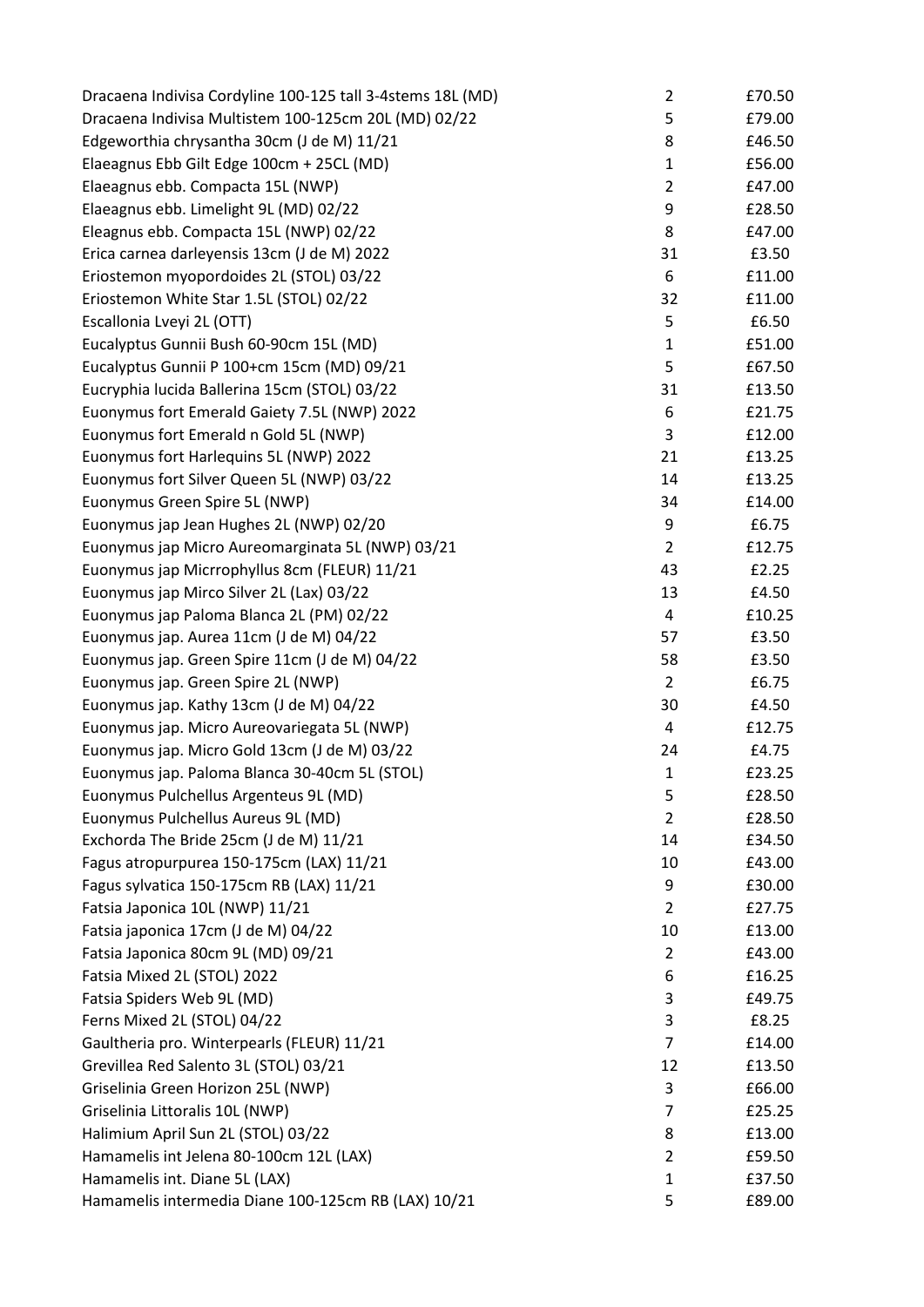| | | |
|---|---|---|
| Dracaena Indivisa Cordyline 100-125 tall 3-4stems 18L (MD) | 2 | £70.50 |
| Dracaena Indivisa Multistem 100-125cm 20L (MD) 02/22 | 5 | £79.00 |
| Edgeworthia chrysantha 30cm (J de M) 11/21 | 8 | £46.50 |
| Elaeagnus Ebb Gilt Edge 100cm + 25CL (MD) | 1 | £56.00 |
| Elaeagnus ebb. Compacta 15L (NWP) | 2 | £47.00 |
| Elaeagnus ebb. Limelight 9L (MD) 02/22 | 9 | £28.50 |
| Eleagnus ebb. Compacta 15L (NWP) 02/22 | 8 | £47.00 |
| Erica carnea darleyensis 13cm (J de M) 2022 | 31 | £3.50 |
| Eriostemon myopordoides 2L (STOL) 03/22 | 6 | £11.00 |
| Eriostemon White Star 1.5L (STOL) 02/22 | 32 | £11.00 |
| Escallonia Lveyi 2L (OTT) | 5 | £6.50 |
| Eucalyptus Gunnii Bush 60-90cm 15L (MD) | 1 | £51.00 |
| Eucalyptus Gunnii P 100+cm 15cm (MD) 09/21 | 5 | £67.50 |
| Eucryphia lucida Ballerina 15cm (STOL) 03/22 | 31 | £13.50 |
| Euonymus fort Emerald Gaiety 7.5L (NWP) 2022 | 6 | £21.75 |
| Euonymus fort Emerald n Gold 5L (NWP) | 3 | £12.00 |
| Euonymus fort Harlequins 5L (NWP) 2022 | 21 | £13.25 |
| Euonymus fort Silver Queen 5L (NWP) 03/22 | 14 | £13.25 |
| Euonymus Green Spire 5L (NWP) | 34 | £14.00 |
| Euonymus jap Jean Hughes 2L (NWP) 02/20 | 9 | £6.75 |
| Euonymus jap Micro Aureomarginata 5L (NWP) 03/21 | 2 | £12.75 |
| Euonymus jap Micrrophyllus 8cm (FLEUR) 11/21 | 43 | £2.25 |
| Euonymus jap Mirco Silver 2L (Lax) 03/22 | 13 | £4.50 |
| Euonymus jap Paloma Blanca 2L (PM) 02/22 | 4 | £10.25 |
| Euonymus jap. Aurea 11cm (J de M) 04/22 | 57 | £3.50 |
| Euonymus jap. Green Spire 11cm (J de M) 04/22 | 58 | £3.50 |
| Euonymus jap. Green Spire 2L (NWP) | 2 | £6.75 |
| Euonymus jap. Kathy 13cm (J de M) 04/22 | 30 | £4.50 |
| Euonymus jap. Micro Aureovariegata 5L (NWP) | 4 | £12.75 |
| Euonymus jap. Micro Gold 13cm (J de M) 03/22 | 24 | £4.75 |
| Euonymus jap. Paloma Blanca 30-40cm 5L (STOL) | 1 | £23.25 |
| Euonymus Pulchellus Argenteus 9L (MD) | 5 | £28.50 |
| Euonymus Pulchellus Aureus 9L (MD) | 2 | £28.50 |
| Exchorda The Bride 25cm (J de M) 11/21 | 14 | £34.50 |
| Fagus atropurpurea 150-175cm (LAX) 11/21 | 10 | £43.00 |
| Fagus sylvatica 150-175cm RB (LAX) 11/21 | 9 | £30.00 |
| Fatsia Japonica 10L (NWP) 11/21 | 2 | £27.75 |
| Fatsia japonica 17cm (J de M) 04/22 | 10 | £13.00 |
| Fatsia Japonica 80cm 9L (MD) 09/21 | 2 | £43.00 |
| Fatsia Mixed 2L (STOL) 2022 | 6 | £16.25 |
| Fatsia Spiders Web 9L (MD) | 3 | £49.75 |
| Ferns Mixed 2L (STOL) 04/22 | 3 | £8.25 |
| Gaultheria pro. Winterpearls (FLEUR) 11/21 | 7 | £14.00 |
| Grevillea Red Salento 3L (STOL) 03/21 | 12 | £13.50 |
| Griselinia Green Horizon 25L (NWP) | 3 | £66.00 |
| Griselinia Littoralis 10L (NWP) | 7 | £25.25 |
| Halimium April Sun 2L (STOL) 03/22 | 8 | £13.00 |
| Hamamelis int Jelena 80-100cm 12L (LAX) | 2 | £59.50 |
| Hamamelis int. Diane 5L (LAX) | 1 | £37.50 |
| Hamamelis intermedia Diane 100-125cm RB (LAX) 10/21 | 5 | £89.00 |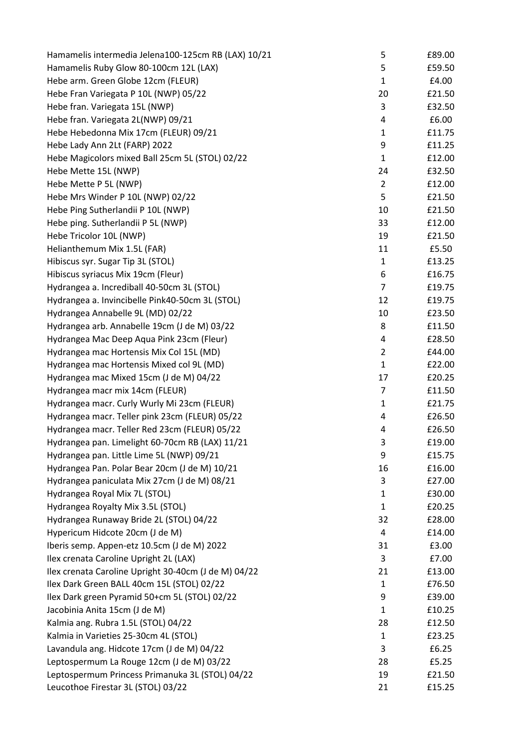| | | |
|---|---|---|
| Hamamelis intermedia Jelena100-125cm RB (LAX) 10/21 | 5 | £89.00 |
| Hamamelis Ruby Glow 80-100cm 12L (LAX) | 5 | £59.50 |
| Hebe arm. Green Globe 12cm (FLEUR) | 1 | £4.00 |
| Hebe Fran Variegata P 10L (NWP) 05/22 | 20 | £21.50 |
| Hebe fran. Variegata 15L (NWP) | 3 | £32.50 |
| Hebe fran. Variegata 2L(NWP) 09/21 | 4 | £6.00 |
| Hebe Hebedonna Mix 17cm (FLEUR) 09/21 | 1 | £11.75 |
| Hebe Lady Ann 2Lt (FARP) 2022 | 9 | £11.25 |
| Hebe Magicolors mixed Ball 25cm 5L (STOL) 02/22 | 1 | £12.00 |
| Hebe Mette 15L (NWP) | 24 | £32.50 |
| Hebe Mette P 5L (NWP) | 2 | £12.00 |
| Hebe Mrs Winder P 10L (NWP) 02/22 | 5 | £21.50 |
| Hebe Ping Sutherlandii P 10L (NWP) | 10 | £21.50 |
| Hebe ping. Sutherlandii P 5L (NWP) | 33 | £12.00 |
| Hebe Tricolor 10L (NWP) | 19 | £21.50 |
| Helianthemum Mix 1.5L (FAR) | 11 | £5.50 |
| Hibiscus syr. Sugar Tip 3L (STOL) | 1 | £13.25 |
| Hibiscus syriacus Mix 19cm (Fleur) | 6 | £16.75 |
| Hydrangea a. Incrediball 40-50cm 3L (STOL) | 7 | £19.75 |
| Hydrangea a. Invincibelle Pink40-50cm 3L (STOL) | 12 | £19.75 |
| Hydrangea Annabelle 9L (MD) 02/22 | 10 | £23.50 |
| Hydrangea arb. Annabelle 19cm (J de M) 03/22 | 8 | £11.50 |
| Hydrangea Mac Deep Aqua Pink 23cm (Fleur) | 4 | £28.50 |
| Hydrangea mac Hortensis Mix Col 15L (MD) | 2 | £44.00 |
| Hydrangea mac Hortensis Mixed col 9L (MD) | 1 | £22.00 |
| Hydrangea mac Mixed 15cm (J de M) 04/22 | 17 | £20.25 |
| Hydrangea macr mix 14cm (FLEUR) | 7 | £11.50 |
| Hydrangea macr. Curly Wurly Mi 23cm (FLEUR) | 1 | £21.75 |
| Hydrangea macr. Teller pink 23cm (FLEUR) 05/22 | 4 | £26.50 |
| Hydrangea macr. Teller Red 23cm (FLEUR) 05/22 | 4 | £26.50 |
| Hydrangea pan. Limelight 60-70cm RB (LAX) 11/21 | 3 | £19.00 |
| Hydrangea pan. Little Lime 5L (NWP) 09/21 | 9 | £15.75 |
| Hydrangea Pan. Polar Bear 20cm (J de M) 10/21 | 16 | £16.00 |
| Hydrangea paniculata Mix 27cm (J de M) 08/21 | 3 | £27.00 |
| Hydrangea Royal Mix 7L (STOL) | 1 | £30.00 |
| Hydrangea Royalty Mix 3.5L (STOL) | 1 | £20.25 |
| Hydrangea Runaway Bride 2L (STOL) 04/22 | 32 | £28.00 |
| Hypericum Hidcote 20cm (J de M) | 4 | £14.00 |
| Iberis semp. Appen-etz 10.5cm (J de M) 2022 | 31 | £3.00 |
| Ilex crenata Caroline Upright 2L (LAX) | 3 | £7.00 |
| Ilex crenata Caroline Upright 30-40cm (J de M) 04/22 | 21 | £13.00 |
| Ilex Dark Green BALL 40cm 15L (STOL) 02/22 | 1 | £76.50 |
| Ilex Dark green Pyramid 50+cm 5L (STOL) 02/22 | 9 | £39.00 |
| Jacobinia Anita 15cm (J de M) | 1 | £10.25 |
| Kalmia ang. Rubra 1.5L (STOL) 04/22 | 28 | £12.50 |
| Kalmia in Varieties 25-30cm 4L (STOL) | 1 | £23.25 |
| Lavandula ang. Hidcote 17cm (J de M) 04/22 | 3 | £6.25 |
| Leptospermum La Rouge 12cm (J de M) 03/22 | 28 | £5.25 |
| Leptospermum Princess Primanuka 3L (STOL) 04/22 | 19 | £21.50 |
| Leucothoe Firestar 3L (STOL) 03/22 | 21 | £15.25 |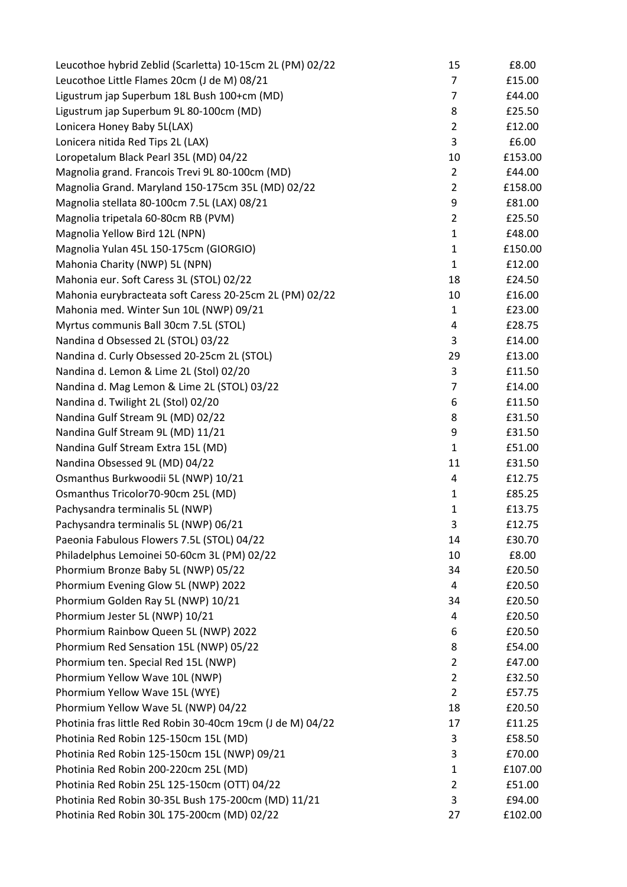| | | |
|---|---|---|
| Leucothoe hybrid Zeblid (Scarletta) 10-15cm 2L (PM) 02/22 | 15 | £8.00 |
| Leucothoe Little Flames 20cm (J de M) 08/21 | 7 | £15.00 |
| Ligustrum jap Superbum 18L Bush 100+cm (MD) | 7 | £44.00 |
| Ligustrum jap Superbum 9L 80-100cm (MD) | 8 | £25.50 |
| Lonicera Honey Baby 5L(LAX) | 2 | £12.00 |
| Lonicera nitida Red Tips 2L (LAX) | 3 | £6.00 |
| Loropetalum Black Pearl 35L (MD) 04/22 | 10 | £153.00 |
| Magnolia grand. Francois Trevi 9L 80-100cm (MD) | 2 | £44.00 |
| Magnolia Grand. Maryland 150-175cm 35L (MD) 02/22 | 2 | £158.00 |
| Magnolia stellata 80-100cm 7.5L (LAX) 08/21 | 9 | £81.00 |
| Magnolia tripetala 60-80cm RB (PVM) | 2 | £25.50 |
| Magnolia Yellow Bird 12L (NPN) | 1 | £48.00 |
| Magnolia Yulan 45L 150-175cm (GIORGIO) | 1 | £150.00 |
| Mahonia Charity (NWP) 5L (NPN) | 1 | £12.00 |
| Mahonia eur. Soft Caress 3L (STOL) 02/22 | 18 | £24.50 |
| Mahonia eurybracteata soft Caress 20-25cm 2L (PM) 02/22 | 10 | £16.00 |
| Mahonia med. Winter Sun 10L (NWP) 09/21 | 1 | £23.00 |
| Myrtus communis Ball 30cm 7.5L (STOL) | 4 | £28.75 |
| Nandina d Obsessed 2L (STOL) 03/22 | 3 | £14.00 |
| Nandina d. Curly Obsessed 20-25cm 2L (STOL) | 29 | £13.00 |
| Nandina d. Lemon & Lime 2L (Stol) 02/20 | 3 | £11.50 |
| Nandina d. Mag Lemon & Lime 2L (STOL) 03/22 | 7 | £14.00 |
| Nandina d. Twilight 2L (Stol) 02/20 | 6 | £11.50 |
| Nandina Gulf Stream 9L (MD) 02/22 | 8 | £31.50 |
| Nandina Gulf Stream 9L (MD) 11/21 | 9 | £31.50 |
| Nandina Gulf Stream Extra 15L (MD) | 1 | £51.00 |
| Nandina Obsessed 9L (MD) 04/22 | 11 | £31.50 |
| Osmanthus Burkwoodii 5L (NWP) 10/21 | 4 | £12.75 |
| Osmanthus Tricolor70-90cm 25L (MD) | 1 | £85.25 |
| Pachysandra terminalis 5L (NWP) | 1 | £13.75 |
| Pachysandra terminalis 5L (NWP) 06/21 | 3 | £12.75 |
| Paeonia Fabulous Flowers 7.5L (STOL) 04/22 | 14 | £30.70 |
| Philadelphus Lemoinei 50-60cm 3L (PM) 02/22 | 10 | £8.00 |
| Phormium Bronze Baby 5L (NWP) 05/22 | 34 | £20.50 |
| Phormium Evening Glow 5L (NWP) 2022 | 4 | £20.50 |
| Phormium Golden Ray 5L (NWP) 10/21 | 34 | £20.50 |
| Phormium Jester 5L (NWP) 10/21 | 4 | £20.50 |
| Phormium Rainbow Queen 5L (NWP) 2022 | 6 | £20.50 |
| Phormium Red Sensation 15L (NWP) 05/22 | 8 | £54.00 |
| Phormium ten. Special Red 15L (NWP) | 2 | £47.00 |
| Phormium Yellow Wave 10L (NWP) | 2 | £32.50 |
| Phormium Yellow Wave 15L (WYE) | 2 | £57.75 |
| Phormium Yellow Wave 5L (NWP) 04/22 | 18 | £20.50 |
| Photinia fras little Red Robin 30-40cm 19cm (J de M) 04/22 | 17 | £11.25 |
| Photinia Red Robin 125-150cm 15L (MD) | 3 | £58.50 |
| Photinia Red Robin 125-150cm 15L (NWP) 09/21 | 3 | £70.00 |
| Photinia Red Robin 200-220cm 25L (MD) | 1 | £107.00 |
| Photinia Red Robin 25L 125-150cm (OTT) 04/22 | 2 | £51.00 |
| Photinia Red Robin 30-35L Bush 175-200cm (MD) 11/21 | 3 | £94.00 |
| Photinia Red Robin 30L 175-200cm (MD) 02/22 | 27 | £102.00 |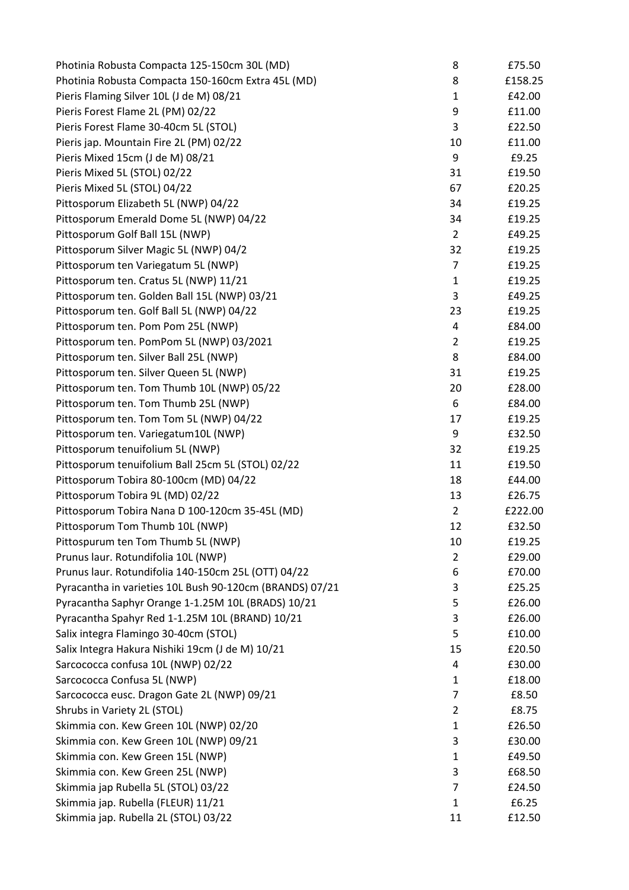| | | |
|---|---|---|
| Photinia Robusta Compacta 125-150cm 30L (MD) | 8 | £75.50 |
| Photinia Robusta Compacta 150-160cm Extra 45L (MD) | 8 | £158.25 |
| Pieris Flaming Silver 10L (J de M) 08/21 | 1 | £42.00 |
| Pieris Forest Flame 2L (PM) 02/22 | 9 | £11.00 |
| Pieris Forest Flame 30-40cm 5L (STOL) | 3 | £22.50 |
| Pieris jap. Mountain Fire 2L (PM) 02/22 | 10 | £11.00 |
| Pieris Mixed 15cm (J de M) 08/21 | 9 | £9.25 |
| Pieris Mixed 5L (STOL) 02/22 | 31 | £19.50 |
| Pieris Mixed 5L (STOL) 04/22 | 67 | £20.25 |
| Pittosporum Elizabeth 5L (NWP) 04/22 | 34 | £19.25 |
| Pittosporum Emerald Dome 5L (NWP) 04/22 | 34 | £19.25 |
| Pittosporum Golf Ball 15L (NWP) | 2 | £49.25 |
| Pittosporum Silver Magic 5L (NWP) 04/2 | 32 | £19.25 |
| Pittosporum ten Variegatum 5L (NWP) | 7 | £19.25 |
| Pittosporum ten. Cratus 5L (NWP) 11/21 | 1 | £19.25 |
| Pittosporum ten. Golden Ball 15L (NWP) 03/21 | 3 | £49.25 |
| Pittosporum ten. Golf Ball 5L (NWP) 04/22 | 23 | £19.25 |
| Pittosporum ten. Pom Pom 25L (NWP) | 4 | £84.00 |
| Pittosporum ten. PomPom 5L (NWP) 03/2021 | 2 | £19.25 |
| Pittosporum ten. Silver Ball 25L (NWP) | 8 | £84.00 |
| Pittosporum ten. Silver Queen 5L (NWP) | 31 | £19.25 |
| Pittosporum ten. Tom Thumb 10L (NWP) 05/22 | 20 | £28.00 |
| Pittosporum ten. Tom Thumb 25L (NWP) | 6 | £84.00 |
| Pittosporum ten. Tom Tom 5L (NWP) 04/22 | 17 | £19.25 |
| Pittosporum ten. Variegatum10L (NWP) | 9 | £32.50 |
| Pittosporum tenuifolium 5L (NWP) | 32 | £19.25 |
| Pittosporum tenuifolium Ball 25cm 5L (STOL) 02/22 | 11 | £19.50 |
| Pittosporum Tobira 80-100cm (MD) 04/22 | 18 | £44.00 |
| Pittosporum Tobira 9L (MD) 02/22 | 13 | £26.75 |
| Pittosporum Tobira Nana D 100-120cm 35-45L (MD) | 2 | £222.00 |
| Pittosporum Tom Thumb 10L (NWP) | 12 | £32.50 |
| Pittospurum ten Tom Thumb 5L (NWP) | 10 | £19.25 |
| Prunus laur. Rotundifolia 10L (NWP) | 2 | £29.00 |
| Prunus laur. Rotundifolia 140-150cm 25L (OTT) 04/22 | 6 | £70.00 |
| Pyracantha in varieties 10L Bush 90-120cm (BRANDS) 07/21 | 3 | £25.25 |
| Pyracantha Saphyr Orange 1-1.25M 10L (BRADS) 10/21 | 5 | £26.00 |
| Pyracantha Spahyr Red 1-1.25M 10L (BRAND) 10/21 | 3 | £26.00 |
| Salix integra Flamingo 30-40cm (STOL) | 5 | £10.00 |
| Salix Integra Hakura Nishiki 19cm (J de M) 10/21 | 15 | £20.50 |
| Sarcococca confusa 10L (NWP) 02/22 | 4 | £30.00 |
| Sarcococca Confusa 5L (NWP) | 1 | £18.00 |
| Sarcococca eusc. Dragon Gate 2L (NWP) 09/21 | 7 | £8.50 |
| Shrubs in Variety 2L (STOL) | 2 | £8.75 |
| Skimmia con. Kew Green 10L (NWP) 02/20 | 1 | £26.50 |
| Skimmia con. Kew Green 10L (NWP) 09/21 | 3 | £30.00 |
| Skimmia con. Kew Green 15L (NWP) | 1 | £49.50 |
| Skimmia con. Kew Green 25L (NWP) | 3 | £68.50 |
| Skimmia jap Rubella 5L (STOL) 03/22 | 7 | £24.50 |
| Skimmia jap. Rubella (FLEUR) 11/21 | 1 | £6.25 |
| Skimmia jap. Rubella 2L (STOL) 03/22 | 11 | £12.50 |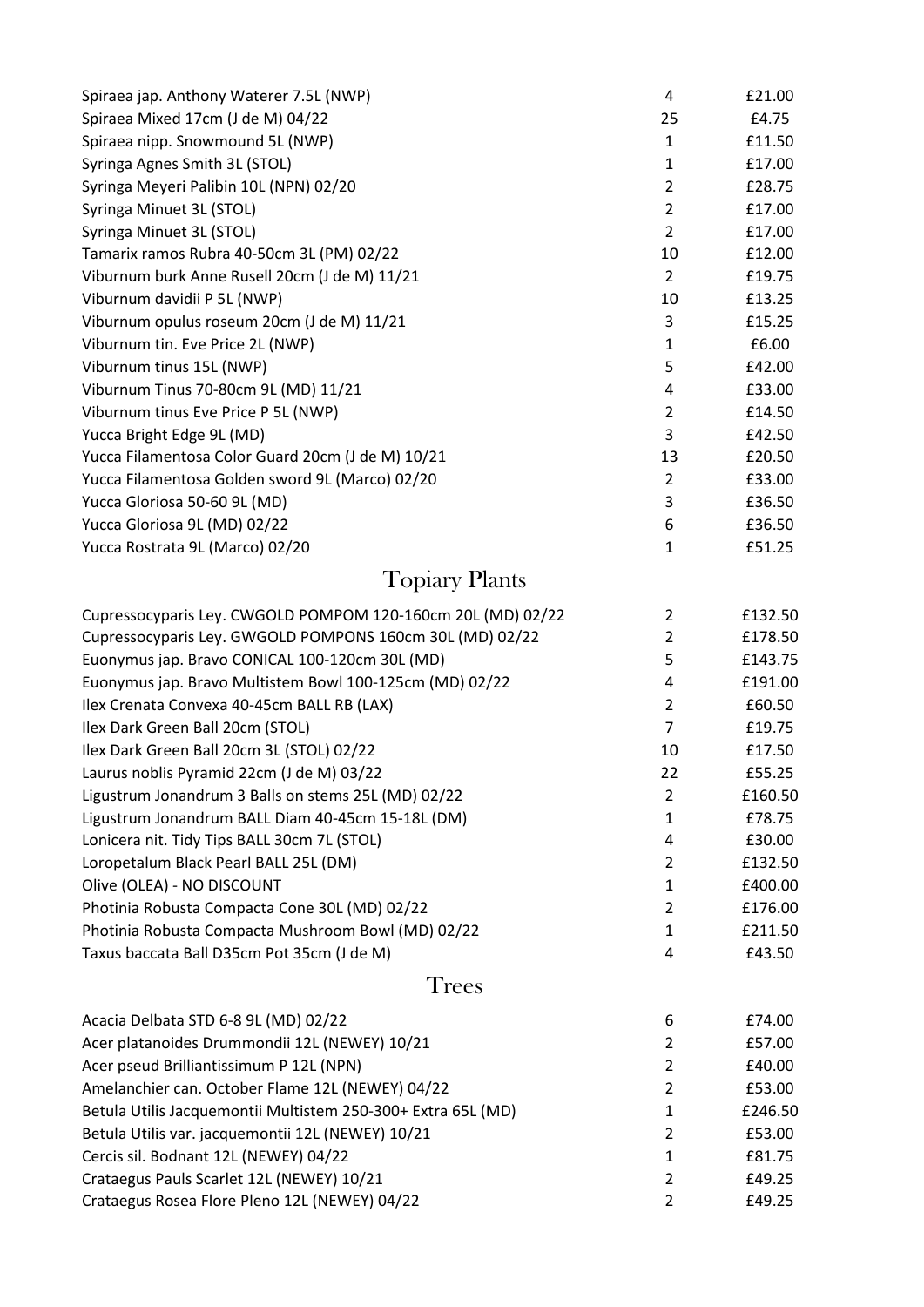| | | |
|---|---|---|
| Spiraea jap. Anthony Waterer 7.5L (NWP) | 4 | £21.00 |
| Spiraea Mixed 17cm (J de M) 04/22 | 25 | £4.75 |
| Spiraea nipp. Snowmound 5L (NWP) | 1 | £11.50 |
| Syringa Agnes Smith 3L (STOL) | 1 | £17.00 |
| Syringa Meyeri Palibin 10L (NPN) 02/20 | 2 | £28.75 |
| Syringa Minuet 3L (STOL) | 2 | £17.00 |
| Syringa Minuet 3L (STOL) | 2 | £17.00 |
| Tamarix ramos Rubra 40-50cm 3L (PM) 02/22 | 10 | £12.00 |
| Viburnum burk Anne Rusell 20cm (J de M) 11/21 | 2 | £19.75 |
| Viburnum davidii P 5L (NWP) | 10 | £13.25 |
| Viburnum opulus roseum 20cm (J de M) 11/21 | 3 | £15.25 |
| Viburnum tin. Eve Price 2L (NWP) | 1 | £6.00 |
| Viburnum tinus 15L (NWP) | 5 | £42.00 |
| Viburnum Tinus 70-80cm 9L (MD) 11/21 | 4 | £33.00 |
| Viburnum tinus Eve Price P 5L (NWP) | 2 | £14.50 |
| Yucca Bright Edge 9L (MD) | 3 | £42.50 |
| Yucca Filamentosa Color Guard 20cm (J de M) 10/21 | 13 | £20.50 |
| Yucca Filamentosa Golden sword 9L (Marco) 02/20 | 2 | £33.00 |
| Yucca Gloriosa 50-60 9L (MD) | 3 | £36.50 |
| Yucca Gloriosa 9L (MD) 02/22 | 6 | £36.50 |
| Yucca Rostrata 9L (Marco) 02/20 | 1 | £51.25 |

## Topiary Plants

| | | |
|---|---|---|
| Cupressocyparis Ley. CWGOLD POMPOM 120-160cm 20L (MD) 02/22 | 2 | £132.50 |
| Cupressocyparis Ley. GWGOLD POMPONS 160cm 30L (MD) 02/22 | 2 | £178.50 |
| Euonymus jap. Bravo CONICAL 100-120cm 30L (MD) | 5 | £143.75 |
| Euonymus jap. Bravo Multistem Bowl 100-125cm (MD) 02/22 | 4 | £191.00 |
| Ilex Crenata Convexa 40-45cm BALL RB (LAX) | 2 | £60.50 |
| Ilex Dark Green Ball 20cm (STOL) | 7 | £19.75 |
| Ilex Dark Green Ball 20cm 3L (STOL) 02/22 | 10 | £17.50 |
| Laurus noblis Pyramid 22cm (J de M) 03/22 | 22 | £55.25 |
| Ligustrum Jonandrum 3 Balls on stems 25L (MD) 02/22 | 2 | £160.50 |
| Ligustrum Jonandrum BALL Diam 40-45cm 15-18L (DM) | 1 | £78.75 |
| Lonicera nit. Tidy Tips BALL 30cm 7L (STOL) | 4 | £30.00 |
| Loropetalum Black Pearl BALL 25L (DM) | 2 | £132.50 |
| Olive (OLEA) - NO DISCOUNT | 1 | £400.00 |
| Photinia Robusta Compacta Cone 30L (MD) 02/22 | 2 | £176.00 |
| Photinia Robusta Compacta Mushroom Bowl (MD) 02/22 | 1 | £211.50 |
| Taxus baccata Ball D35cm Pot 35cm (J de M) | 4 | £43.50 |

## Trees

| | | |
|---|---|---|
| Acacia Delbata STD 6-8 9L (MD) 02/22 | 6 | £74.00 |
| Acer platanoides Drummondii 12L (NEWEY) 10/21 | 2 | £57.00 |
| Acer pseud Brilliantissimum P 12L (NPN) | 2 | £40.00 |
| Amelanchier can. October Flame 12L (NEWEY) 04/22 | 2 | £53.00 |
| Betula Utilis Jacquemontii Multistem 250-300+ Extra 65L (MD) | 1 | £246.50 |
| Betula Utilis var. jacquemontii 12L (NEWEY) 10/21 | 2 | £53.00 |
| Cercis sil. Bodnant 12L (NEWEY) 04/22 | 1 | £81.75 |
| Crataegus Pauls Scarlet 12L (NEWEY) 10/21 | 2 | £49.25 |
| Crataegus Rosea Flore Pleno 12L (NEWEY) 04/22 | 2 | £49.25 |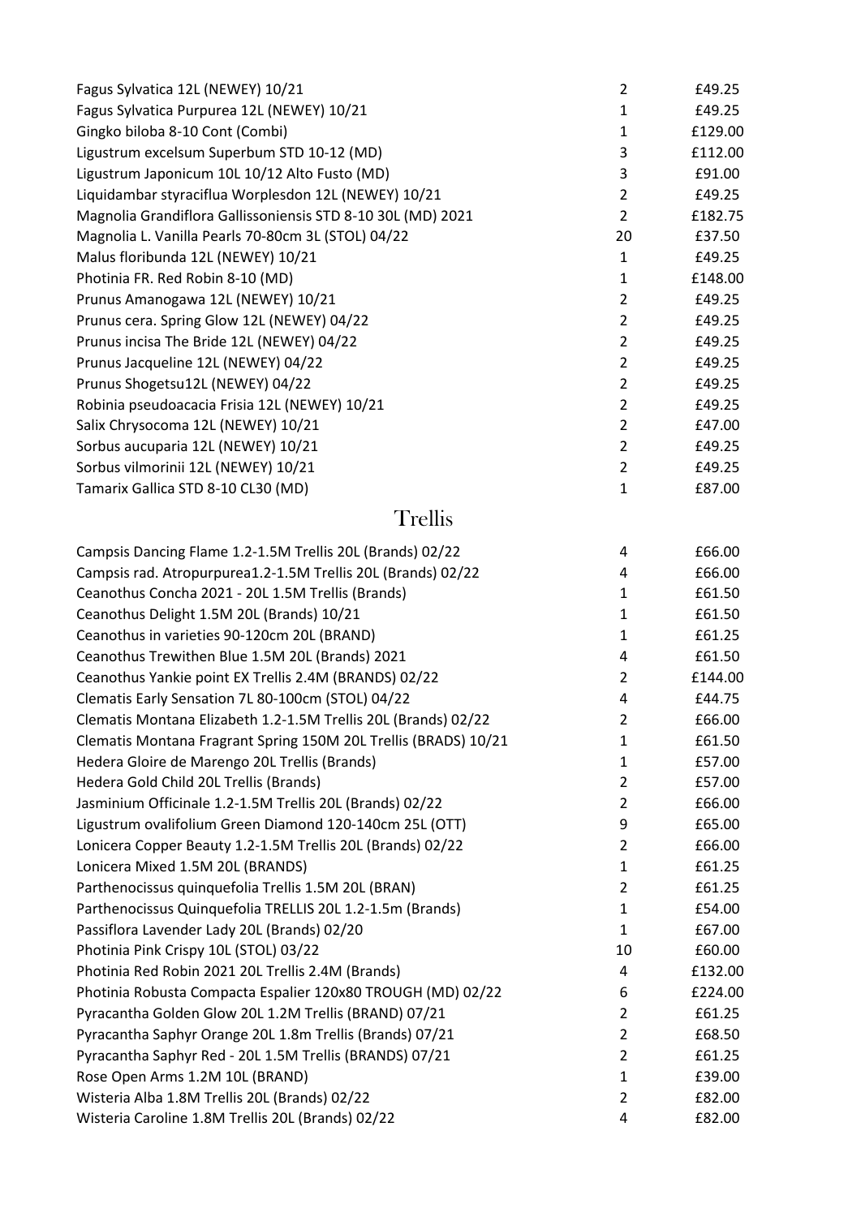| | | |
|---|---|---|
| Fagus Sylvatica 12L (NEWEY) 10/21 | 2 | £49.25 |
| Fagus Sylvatica Purpurea 12L (NEWEY) 10/21 | 1 | £49.25 |
| Gingko biloba 8-10 Cont (Combi) | 1 | £129.00 |
| Ligustrum excelsum Superbum STD 10-12 (MD) | 3 | £112.00 |
| Ligustrum Japonicum 10L 10/12 Alto Fusto (MD) | 3 | £91.00 |
| Liquidambar styraciflua Worplesdon 12L (NEWEY) 10/21 | 2 | £49.25 |
| Magnolia Grandiflora Gallissoniensis STD 8-10 30L (MD) 2021 | 2 | £182.75 |
| Magnolia L. Vanilla Pearls 70-80cm 3L (STOL) 04/22 | 20 | £37.50 |
| Malus floribunda 12L (NEWEY) 10/21 | 1 | £49.25 |
| Photinia FR. Red Robin 8-10 (MD) | 1 | £148.00 |
| Prunus Amanogawa 12L (NEWEY) 10/21 | 2 | £49.25 |
| Prunus cera. Spring Glow 12L (NEWEY) 04/22 | 2 | £49.25 |
| Prunus incisa The Bride 12L (NEWEY) 04/22 | 2 | £49.25 |
| Prunus Jacqueline 12L (NEWEY) 04/22 | 2 | £49.25 |
| Prunus Shogetsu12L (NEWEY) 04/22 | 2 | £49.25 |
| Robinia pseudoacacia Frisia 12L (NEWEY) 10/21 | 2 | £49.25 |
| Salix Chrysocoma 12L (NEWEY) 10/21 | 2 | £47.00 |
| Sorbus aucuparia 12L (NEWEY) 10/21 | 2 | £49.25 |
| Sorbus vilmorinii 12L (NEWEY) 10/21 | 2 | £49.25 |
| Tamarix Gallica STD 8-10 CL30 (MD) | 1 | £87.00 |

## Trellis

| | | |
|---|---|---|
| Campsis Dancing Flame 1.2-1.5M Trellis 20L (Brands) 02/22 | 4 | £66.00 |
| Campsis rad. Atropurpurea1.2-1.5M Trellis 20L (Brands) 02/22 | 4 | £66.00 |
| Ceanothus Concha 2021 - 20L 1.5M Trellis (Brands) | 1 | £61.50 |
| Ceanothus Delight 1.5M 20L (Brands) 10/21 | 1 | £61.50 |
| Ceanothus in varieties 90-120cm 20L (BRAND) | 1 | £61.25 |
| Ceanothus Trewithen Blue 1.5M 20L (Brands) 2021 | 4 | £61.50 |
| Ceanothus Yankie point EX Trellis 2.4M (BRANDS) 02/22 | 2 | £144.00 |
| Clematis Early Sensation 7L 80-100cm (STOL) 04/22 | 4 | £44.75 |
| Clematis Montana Elizabeth 1.2-1.5M Trellis 20L (Brands) 02/22 | 2 | £66.00 |
| Clematis Montana Fragrant Spring 150M 20L Trellis (BRADS) 10/21 | 1 | £61.50 |
| Hedera Gloire de Marengo 20L Trellis (Brands) | 1 | £57.00 |
| Hedera Gold Child 20L Trellis (Brands) | 2 | £57.00 |
| Jasminium Officinale 1.2-1.5M Trellis 20L (Brands) 02/22 | 2 | £66.00 |
| Ligustrum ovalifolium Green Diamond 120-140cm 25L (OTT) | 9 | £65.00 |
| Lonicera Copper Beauty 1.2-1.5M Trellis 20L (Brands) 02/22 | 2 | £66.00 |
| Lonicera Mixed 1.5M 20L (BRANDS) | 1 | £61.25 |
| Parthenocissus quinquefolia Trellis 1.5M 20L (BRAN) | 2 | £61.25 |
| Parthenocissus Quinquefolia TRELLIS 20L 1.2-1.5m (Brands) | 1 | £54.00 |
| Passiflora Lavender Lady 20L (Brands) 02/20 | 1 | £67.00 |
| Photinia Pink Crispy 10L (STOL) 03/22 | 10 | £60.00 |
| Photinia Red Robin 2021 20L Trellis 2.4M (Brands) | 4 | £132.00 |
| Photinia Robusta Compacta Espalier 120x80 TROUGH (MD) 02/22 | 6 | £224.00 |
| Pyracantha Golden Glow 20L 1.2M Trellis (BRAND) 07/21 | 2 | £61.25 |
| Pyracantha Saphyr Orange 20L 1.8m Trellis (Brands) 07/21 | 2 | £68.50 |
| Pyracantha Saphyr Red - 20L 1.5M Trellis (BRANDS) 07/21 | 2 | £61.25 |
| Rose Open Arms 1.2M 10L (BRAND) | 1 | £39.00 |
| Wisteria Alba 1.8M Trellis 20L (Brands) 02/22 | 2 | £82.00 |
| Wisteria Caroline 1.8M Trellis 20L (Brands) 02/22 | 4 | £82.00 |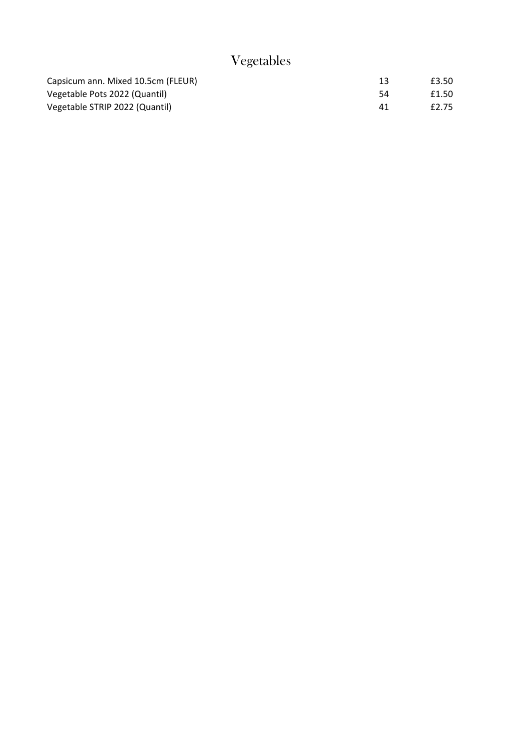# Vegetables

| | | |
|---|---|---|
| Capsicum ann. Mixed 10.5cm (FLEUR) | 13 | £3.50 |
| Vegetable Pots 2022 (Quantil) | 54 | £1.50 |
| Vegetable STRIP 2022 (Quantil) | 41 | £2.75 |